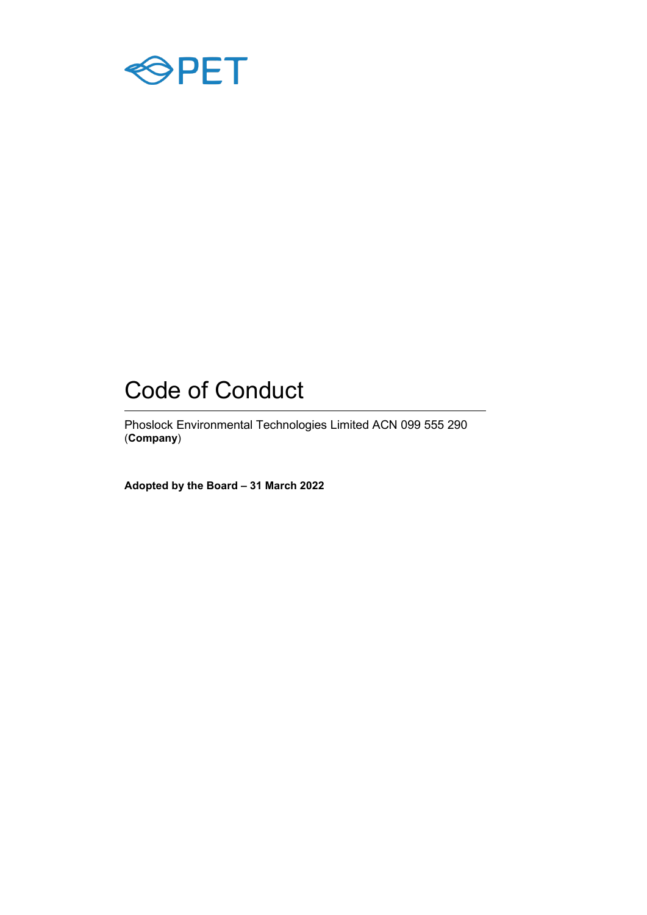PET

# Code of Conduct

Phoslock Environmental Technologies Limited ACN 099 555 290 (**Company**)

**Adopted by the Board – 31 March 2022**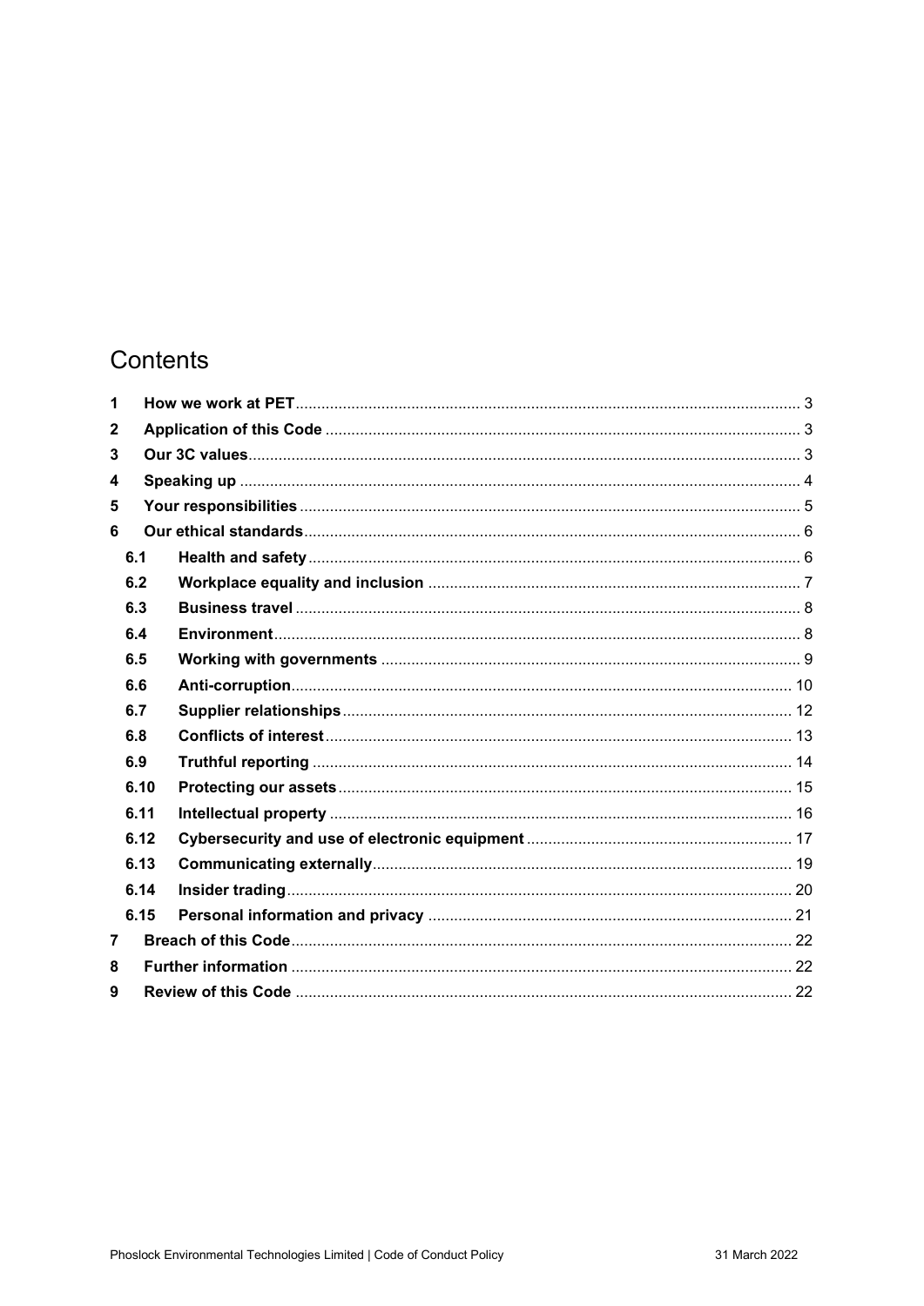# Contents

| | | |
|---|---|---|
| **1** | **How we work at PET** | 3 |
| **2** | **Application of this Code** | 3 |
| **3** | **Our 3C values** | 3 |
| **4** | **Speaking up** | 4 |
| **5** | **Your responsibilities** | 5 |
| **6** | **Our ethical standards** | 6 |
| **6.1** | **Health and safety** | 6 |
| **6.2** | **Workplace equality and inclusion** | 7 |
| **6.3** | **Business travel** | 8 |
| **6.4** | **Environment** | 8 |
| **6.5** | **Working with governments** | 9 |
| **6.6** | **Anti-corruption** | 10 |
| **6.7** | **Supplier relationships** | 12 |
| **6.8** | **Conflicts of interest** | 13 |
| **6.9** | **Truthful reporting** | 14 |
| **6.10** | **Protecting our assets** | 15 |
| **6.11** | **Intellectual property** | 16 |
| **6.12** | **Cybersecurity and use of electronic equipment** | 17 |
| **6.13** | **Communicating externally** | 19 |
| **6.14** | **Insider trading** | 20 |
| **6.15** | **Personal information and privacy** | 21 |
| **7** | **Breach of this Code** | 22 |
| **8** | **Further information** | 22 |
| **9** | **Review of this Code** | 22 |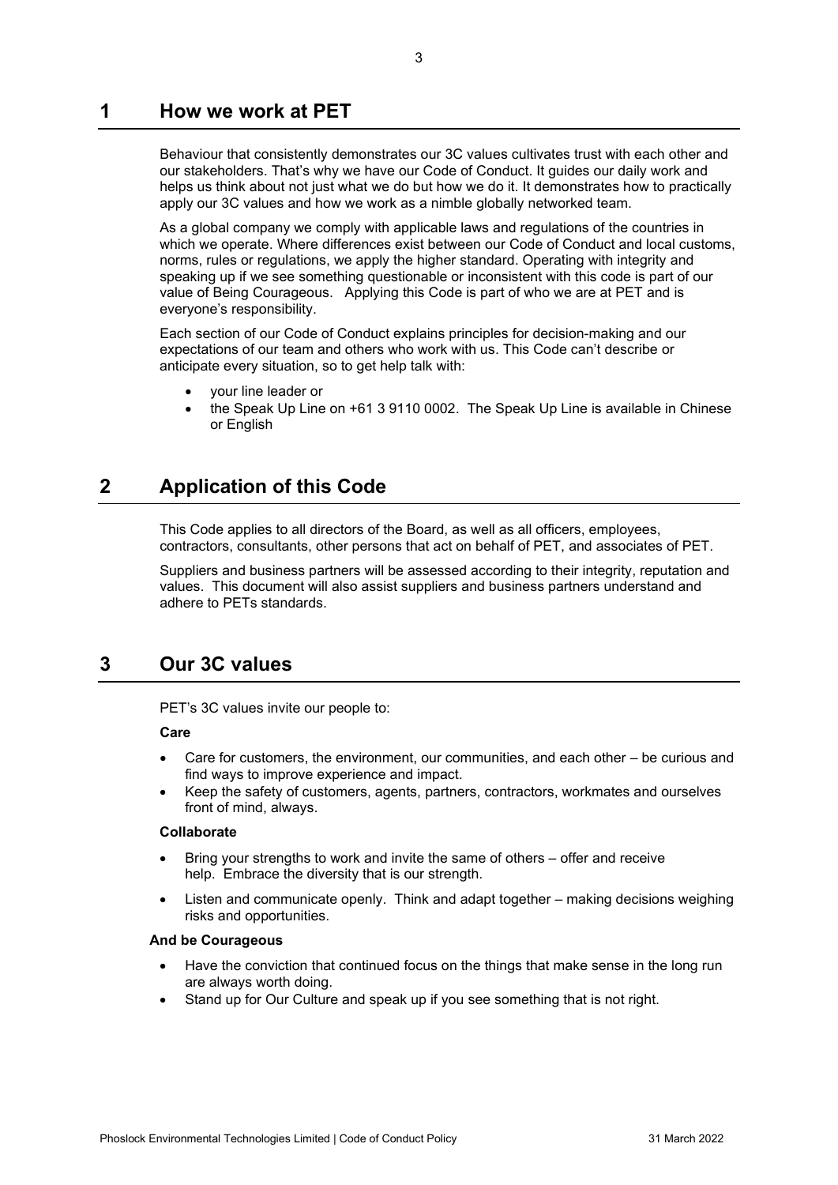# 1 How we work at PET

Behaviour that consistently demonstrates our 3C values cultivates trust with each other and our stakeholders. That's why we have our Code of Conduct. It guides our daily work and helps us think about not just what we do but how we do it. It demonstrates how to practically apply our 3C values and how we work as a nimble globally networked team.

As a global company we comply with applicable laws and regulations of the countries in which we operate. Where differences exist between our Code of Conduct and local customs, norms, rules or regulations, we apply the higher standard. Operating with integrity and speaking up if we see something questionable or inconsistent with this code is part of our value of Being Courageous. Applying this Code is part of who we are at PET and is everyone's responsibility.

Each section of our Code of Conduct explains principles for decision-making and our expectations of our team and others who work with us. This Code can't describe or anticipate every situation, so to get help talk with:

- your line leader or
- the Speak Up Line on +61 3 9110 0002. The Speak Up Line is available in Chinese or English

# 2 Application of this Code

This Code applies to all directors of the Board, as well as all officers, employees, contractors, consultants, other persons that act on behalf of PET, and associates of PET.

Suppliers and business partners will be assessed according to their integrity, reputation and values. This document will also assist suppliers and business partners understand and adhere to PETs standards.

# 3 Our 3C values

PET's 3C values invite our people to:

**Care**

- Care for customers, the environment, our communities, and each other – be curious and find ways to improve experience and impact.
- Keep the safety of customers, agents, partners, contractors, workmates and ourselves front of mind, always.

**Collaborate**

- Bring your strengths to work and invite the same of others – offer and receive help. Embrace the diversity that is our strength.
- Listen and communicate openly. Think and adapt together – making decisions weighing risks and opportunities.

**And be Courageous**

- Have the conviction that continued focus on the things that make sense in the long run are always worth doing.
- Stand up for Our Culture and speak up if you see something that is not right.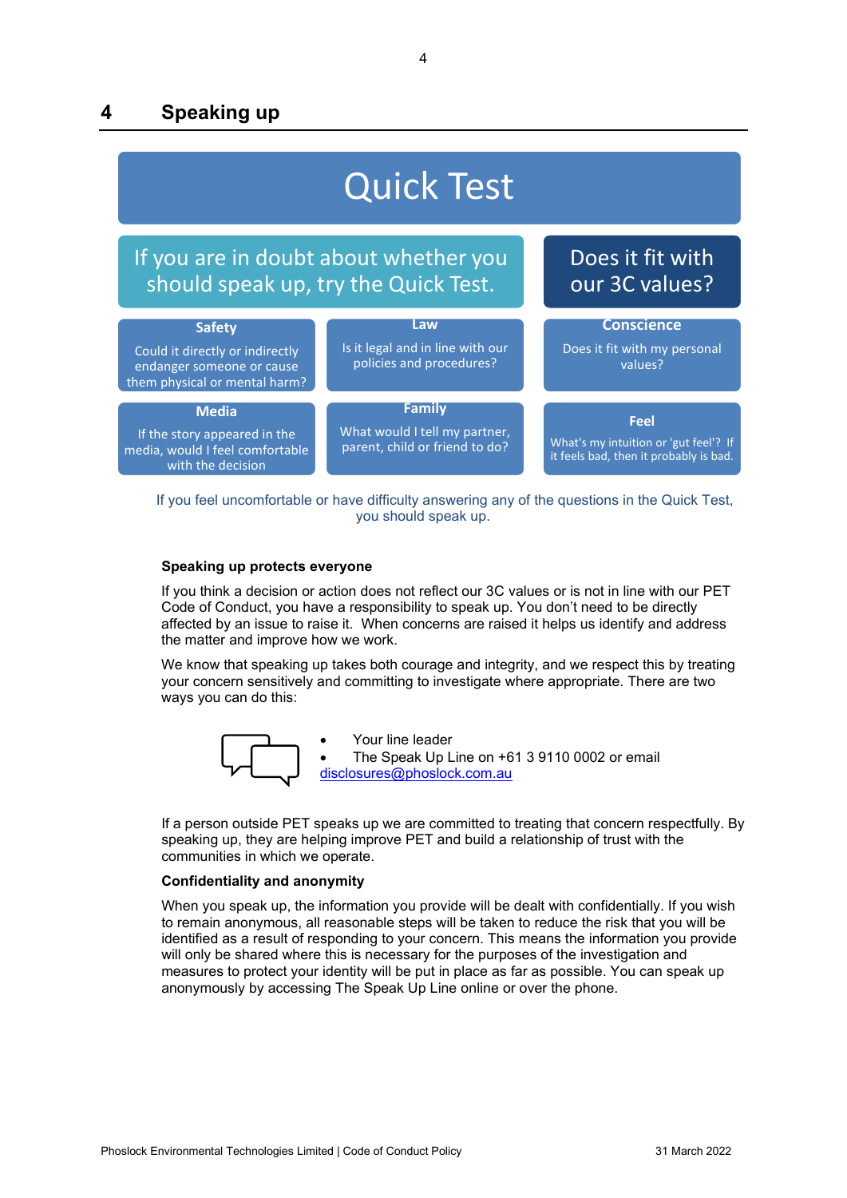# 4 Speaking up

**Quick Test**

If you are in doubt about whether you should speak up, try the Quick Test.

Does it fit with our 3C values?

| Safety | Law | Conscience |
| --- | --- | --- |
| Could it directly or indirectly endanger someone or cause them physical or mental harm? | Is it legal and in line with our policies and procedures? | Does it fit with my personal values? |
| **Media** | **Family** | **Feel** |
| If the story appeared in the media, would I feel comfortable with the decision | What would I tell my partner, parent, child or friend to do? | What's my intuition or 'gut feel'? If it feels bad, then it probably is bad. |

If you feel uncomfortable or have difficulty answering any of the questions in the Quick Test, you should speak up.

**Speaking up protects everyone**

If you think a decision or action does not reflect our 3C values or is not in line with our PET Code of Conduct, you have a responsibility to speak up. You don't need to be directly affected by an issue to raise it. When concerns are raised it helps us identify and address the matter and improve how we work.

We know that speaking up takes both courage and integrity, and we respect this by treating your concern sensitively and committing to investigate where appropriate. There are two ways you can do this:

- Your line leader
- The Speak Up Line on +61 3 9110 0002 or email disclosures@phoslock.com.au

If a person outside PET speaks up we are committed to treating that concern respectfully. By speaking up, they are helping improve PET and build a relationship of trust with the communities in which we operate.

**Confidentiality and anonymity**

When you speak up, the information you provide will be dealt with confidentially. If you wish to remain anonymous, all reasonable steps will be taken to reduce the risk that you will be identified as a result of responding to your concern. This means the information you provide will only be shared where this is necessary for the purposes of the investigation and measures to protect your identity will be put in place as far as possible. You can speak up anonymously by accessing The Speak Up Line online or over the phone.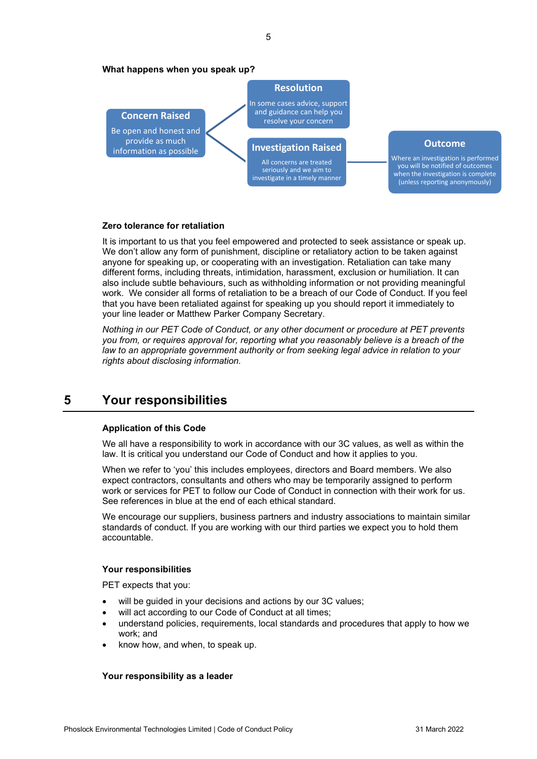**What happens when you speak up?**

**Concern Raised**
Be open and honest and provide as much information as possible

**Resolution**
In some cases advice, support and guidance can help you resolve your concern

**Investigation Raised**
All concerns are treated seriously and we aim to investigate in a timely manner

**Outcome**
Where an investigation is performed you will be notified of outcomes when the investigation is complete (unless reporting anonymously)

**Zero tolerance for retaliation**

It is important to us that you feel empowered and protected to seek assistance or speak up. We don't allow any form of punishment, discipline or retaliatory action to be taken against anyone for speaking up, or cooperating with an investigation. Retaliation can take many different forms, including threats, intimidation, harassment, exclusion or humiliation. It can also include subtle behaviours, such as withholding information or not providing meaningful work. We consider all forms of retaliation to be a breach of our Code of Conduct. If you feel that you have been retaliated against for speaking up you should report it immediately to your line leader or Matthew Parker Company Secretary.

*Nothing in our PET Code of Conduct, or any other document or procedure at PET prevents you from, or requires approval for, reporting what you reasonably believe is a breach of the law to an appropriate government authority or from seeking legal advice in relation to your rights about disclosing information.*

# 5 Your responsibilities

**Application of this Code**

We all have a responsibility to work in accordance with our 3C values, as well as within the law. It is critical you understand our Code of Conduct and how it applies to you.

When we refer to 'you' this includes employees, directors and Board members. We also expect contractors, consultants and others who may be temporarily assigned to perform work or services for PET to follow our Code of Conduct in connection with their work for us. See references in blue at the end of each ethical standard.

We encourage our suppliers, business partners and industry associations to maintain similar standards of conduct. If you are working with our third parties we expect you to hold them accountable.

**Your responsibilities**

PET expects that you:

- will be guided in your decisions and actions by our 3C values;
- will act according to our Code of Conduct at all times;
- understand policies, requirements, local standards and procedures that apply to how we work; and
- know how, and when, to speak up.

**Your responsibility as a leader**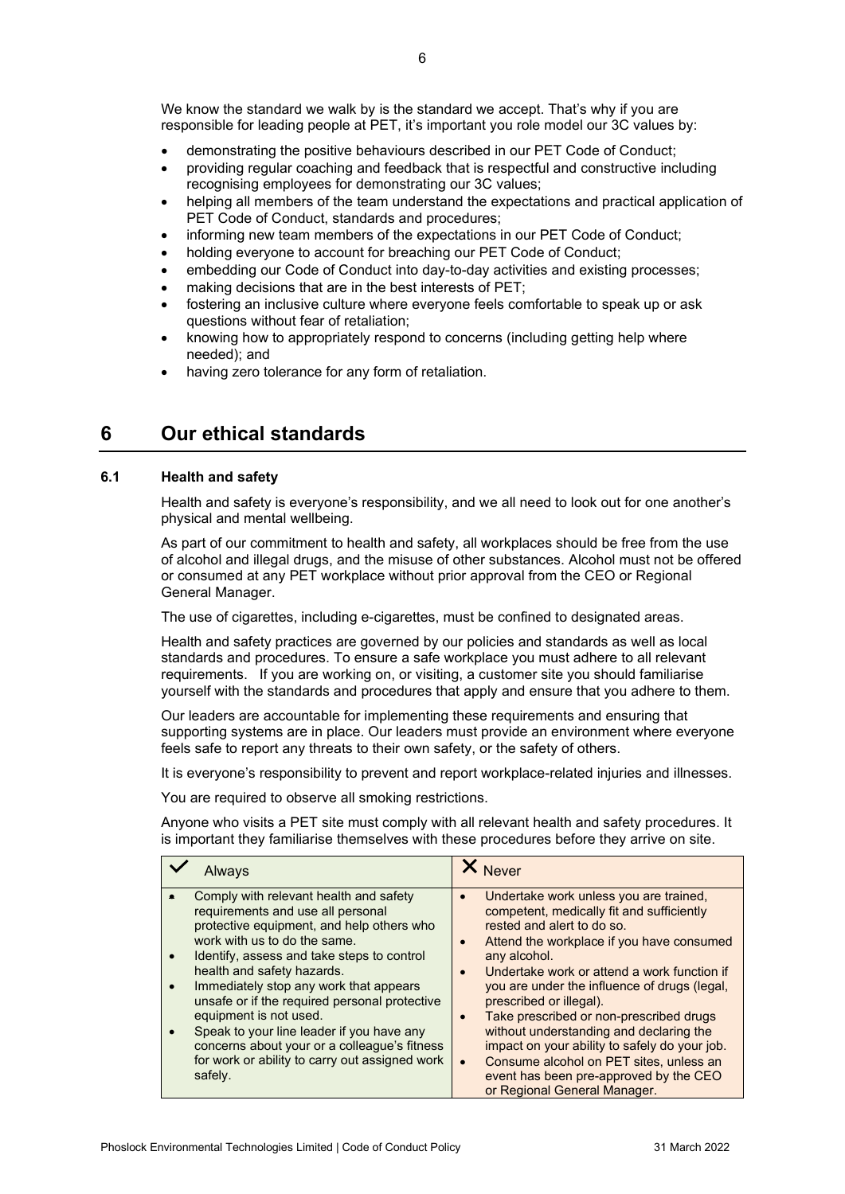We know the standard we walk by is the standard we accept. That's why if you are responsible for leading people at PET, it's important you role model our 3C values by:

- demonstrating the positive behaviours described in our PET Code of Conduct;
- providing regular coaching and feedback that is respectful and constructive including recognising employees for demonstrating our 3C values;
- helping all members of the team understand the expectations and practical application of PET Code of Conduct, standards and procedures;
- informing new team members of the expectations in our PET Code of Conduct;
- holding everyone to account for breaching our PET Code of Conduct;
- embedding our Code of Conduct into day-to-day activities and existing processes;
- making decisions that are in the best interests of PET;
- fostering an inclusive culture where everyone feels comfortable to speak up or ask questions without fear of retaliation;
- knowing how to appropriately respond to concerns (including getting help where needed); and
- having zero tolerance for any form of retaliation.

# 6 Our ethical standards

## 6.1 Health and safety

Health and safety is everyone's responsibility, and we all need to look out for one another's physical and mental wellbeing.

As part of our commitment to health and safety, all workplaces should be free from the use of alcohol and illegal drugs, and the misuse of other substances. Alcohol must not be offered or consumed at any PET workplace without prior approval from the CEO or Regional General Manager.

The use of cigarettes, including e-cigarettes, must be confined to designated areas.

Health and safety practices are governed by our policies and standards as well as local standards and procedures. To ensure a safe workplace you must adhere to all relevant requirements. If you are working on, or visiting, a customer site you should familiarise yourself with the standards and procedures that apply and ensure that you adhere to them.

Our leaders are accountable for implementing these requirements and ensuring that supporting systems are in place. Our leaders must provide an environment where everyone feels safe to report any threats to their own safety, or the safety of others.

It is everyone's responsibility to prevent and report workplace-related injuries and illnesses.

You are required to observe all smoking restrictions.

Anyone who visits a PET site must comply with all relevant health and safety procedures. It is important they familiarise themselves with these procedures before they arrive on site.

| ✓ Always | ✗ Never |
|---|---|
| • Comply with relevant health and safety requirements and use all personal protective equipment, and help others who work with us to do the same.<br>• Identify, assess and take steps to control health and safety hazards.<br>• Immediately stop any work that appears unsafe or if the required personal protective equipment is not used.<br>• Speak to your line leader if you have any concerns about your or a colleague's fitness for work or ability to carry out assigned work safely. | • Undertake work unless you are trained, competent, medically fit and sufficiently rested and alert to do so.<br>• Attend the workplace if you have consumed any alcohol.<br>• Undertake work or attend a work function if you are under the influence of drugs (legal, prescribed or illegal).<br>• Take prescribed or non-prescribed drugs without understanding and declaring the impact on your ability to safely do your job.<br>• Consume alcohol on PET sites, unless an event has been pre-approved by the CEO or Regional General Manager. |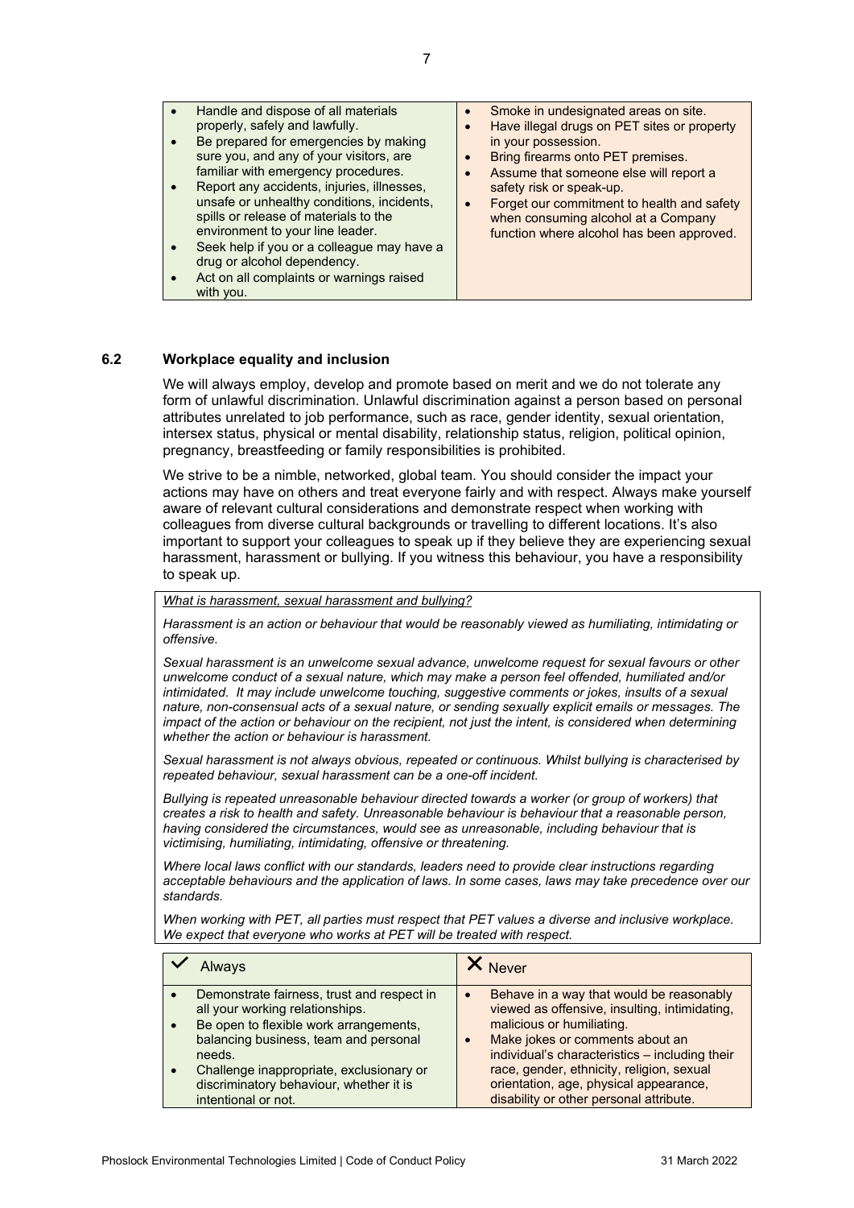| | |
|---|---|
| • Handle and dispose of all materials properly, safely and lawfully.<br>• Be prepared for emergencies by making sure you, and any of your visitors, are familiar with emergency procedures.<br>• Report any accidents, injuries, illnesses, unsafe or unhealthy conditions, incidents, spills or release of materials to the environment to your line leader.<br>• Seek help if you or a colleague may have a drug or alcohol dependency.<br>• Act on all complaints or warnings raised with you. | • Smoke in undesignated areas on site.<br>• Have illegal drugs on PET sites or property in your possession.<br>• Bring firearms onto PET premises.<br>• Assume that someone else will report a safety risk or speak-up.<br>• Forget our commitment to health and safety when consuming alcohol at a Company function where alcohol has been approved. |

## 6.2 Workplace equality and inclusion

We will always employ, develop and promote based on merit and we do not tolerate any form of unlawful discrimination. Unlawful discrimination against a person based on personal attributes unrelated to job performance, such as race, gender identity, sexual orientation, intersex status, physical or mental disability, relationship status, religion, political opinion, pregnancy, breastfeeding or family responsibilities is prohibited.

We strive to be a nimble, networked, global team. You should consider the impact your actions may have on others and treat everyone fairly and with respect. Always make yourself aware of relevant cultural considerations and demonstrate respect when working with colleagues from diverse cultural backgrounds or travelling to different locations. It's also important to support your colleagues to speak up if they believe they are experiencing sexual harassment, harassment or bullying. If you witness this behaviour, you have a responsibility to speak up.

*What is harassment, sexual harassment and bullying?*

*Harassment is an action or behaviour that would be reasonably viewed as humiliating, intimidating or offensive.*

*Sexual harassment is an unwelcome sexual advance, unwelcome request for sexual favours or other unwelcome conduct of a sexual nature, which may make a person feel offended, humiliated and/or intimidated. It may include unwelcome touching, suggestive comments or jokes, insults of a sexual nature, non-consensual acts of a sexual nature, or sending sexually explicit emails or messages. The impact of the action or behaviour on the recipient, not just the intent, is considered when determining whether the action or behaviour is harassment.*

*Sexual harassment is not always obvious, repeated or continuous. Whilst bullying is characterised by repeated behaviour, sexual harassment can be a one-off incident.*

*Bullying is repeated unreasonable behaviour directed towards a worker (or group of workers) that creates a risk to health and safety. Unreasonable behaviour is behaviour that a reasonable person, having considered the circumstances, would see as unreasonable, including behaviour that is victimising, humiliating, intimidating, offensive or threatening.*

*Where local laws conflict with our standards, leaders need to provide clear instructions regarding acceptable behaviours and the application of laws. In some cases, laws may take precedence over our standards.*

*When working with PET, all parties must respect that PET values a diverse and inclusive workplace. We expect that everyone who works at PET will be treated with respect.*

| ✓ Always | ✗ Never |
|---|---|
| • Demonstrate fairness, trust and respect in all your working relationships.<br>• Be open to flexible work arrangements, balancing business, team and personal needs.<br>• Challenge inappropriate, exclusionary or discriminatory behaviour, whether it is intentional or not. | • Behave in a way that would be reasonably viewed as offensive, insulting, intimidating, malicious or humiliating.<br>• Make jokes or comments about an individual's characteristics – including their race, gender, ethnicity, religion, sexual orientation, age, physical appearance, disability or other personal attribute. |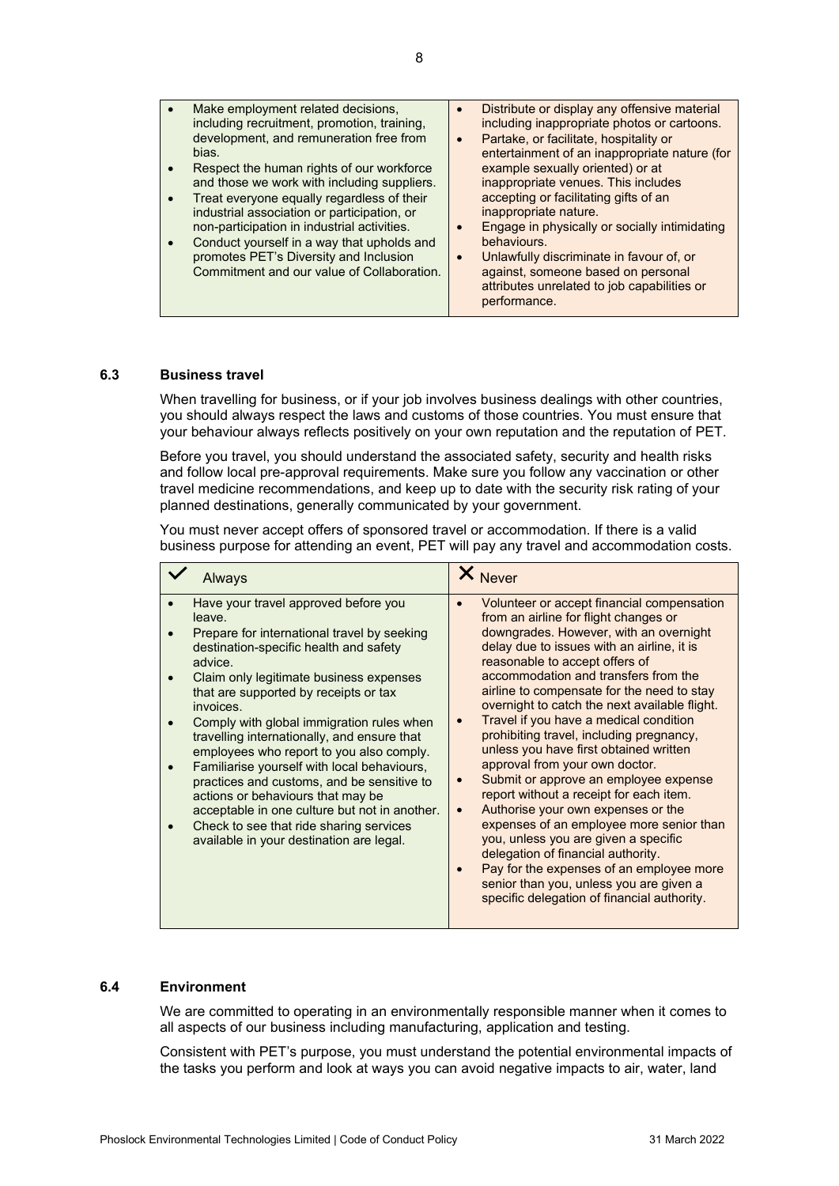| | |
|---|---|
| • Make employment related decisions, including recruitment, promotion, training, development, and remuneration free from bias.<br>• Respect the human rights of our workforce and those we work with including suppliers.<br>• Treat everyone equally regardless of their industrial association or participation, or non-participation in industrial activities.<br>• Conduct yourself in a way that upholds and promotes PET's Diversity and Inclusion Commitment and our value of Collaboration. | • Distribute or display any offensive material including inappropriate photos or cartoons.<br>• Partake, or facilitate, hospitality or entertainment of an inappropriate nature (for example sexually oriented) or at inappropriate venues. This includes accepting or facilitating gifts of an inappropriate nature.<br>• Engage in physically or socially intimidating behaviours.<br>• Unlawfully discriminate in favour of, or against, someone based on personal attributes unrelated to job capabilities or performance. |

### 6.3 Business travel

When travelling for business, or if your job involves business dealings with other countries, you should always respect the laws and customs of those countries. You must ensure that your behaviour always reflects positively on your own reputation and the reputation of PET.

Before you travel, you should understand the associated safety, security and health risks and follow local pre-approval requirements. Make sure you follow any vaccination or other travel medicine recommendations, and keep up to date with the security risk rating of your planned destinations, generally communicated by your government.

You must never accept offers of sponsored travel or accommodation. If there is a valid business purpose for attending an event, PET will pay any travel and accommodation costs.

| ✓ Always | ✗ Never |
|---|---|
| • Have your travel approved before you leave.<br>• Prepare for international travel by seeking destination-specific health and safety advice.<br>• Claim only legitimate business expenses that are supported by receipts or tax invoices.<br>• Comply with global immigration rules when travelling internationally, and ensure that employees who report to you also comply.<br>• Familiarise yourself with local behaviours, practices and customs, and be sensitive to actions or behaviours that may be acceptable in one culture but not in another.<br>• Check to see that ride sharing services available in your destination are legal. | • Volunteer or accept financial compensation from an airline for flight changes or downgrades. However, with an overnight delay due to issues with an airline, it is reasonable to accept offers of accommodation and transfers from the airline to compensate for the need to stay overnight to catch the next available flight.<br>• Travel if you have a medical condition prohibiting travel, including pregnancy, unless you have first obtained written approval from your own doctor.<br>• Submit or approve an employee expense report without a receipt for each item.<br>• Authorise your own expenses or the expenses of an employee more senior than you, unless you are given a specific delegation of financial authority.<br>• Pay for the expenses of an employee more senior than you, unless you are given a specific delegation of financial authority. |

### 6.4 Environment

We are committed to operating in an environmentally responsible manner when it comes to all aspects of our business including manufacturing, application and testing.

Consistent with PET's purpose, you must understand the potential environmental impacts of the tasks you perform and look at ways you can avoid negative impacts to air, water, land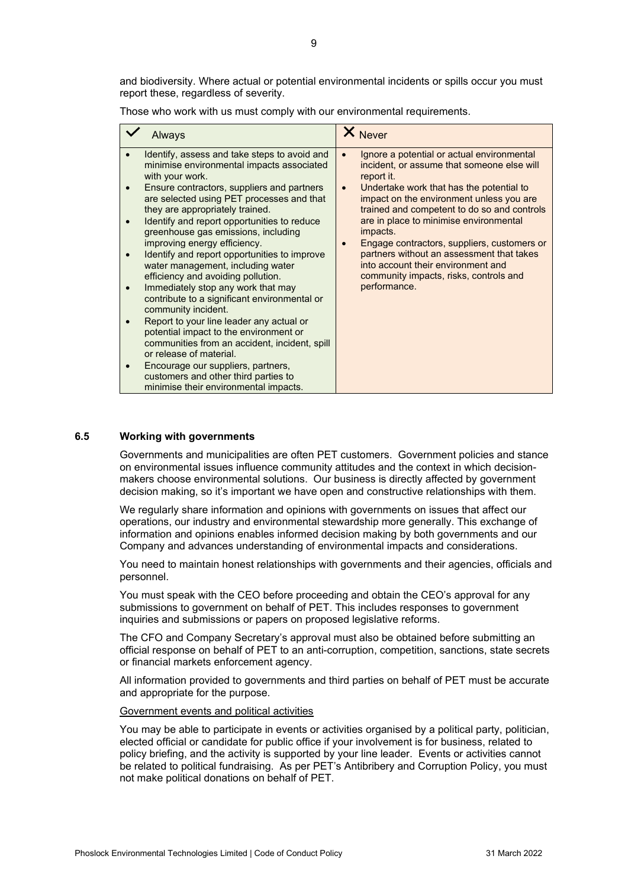and biodiversity. Where actual or potential environmental incidents or spills occur you must report these, regardless of severity.

Those who work with us must comply with our environmental requirements.

| ✓ Always | ✗ Never |
|---|---|
| • Identify, assess and take steps to avoid and minimise environmental impacts associated with your work.<br>• Ensure contractors, suppliers and partners are selected using PET processes and that they are appropriately trained.<br>• Identify and report opportunities to reduce greenhouse gas emissions, including improving energy efficiency.<br>• Identify and report opportunities to improve water management, including water efficiency and avoiding pollution.<br>• Immediately stop any work that may contribute to a significant environmental or community incident.<br>• Report to your line leader any actual or potential impact to the environment or communities from an accident, incident, spill or release of material.<br>• Encourage our suppliers, partners, customers and other third parties to minimise their environmental impacts. | • Ignore a potential or actual environmental incident, or assume that someone else will report it.<br>• Undertake work that has the potential to impact on the environment unless you are trained and competent to do so and controls are in place to minimise environmental impacts.<br>• Engage contractors, suppliers, customers or partners without an assessment that takes into account their environment and community impacts, risks, controls and performance. |

### 6.5 Working with governments

Governments and municipalities are often PET customers. Government policies and stance on environmental issues influence community attitudes and the context in which decision-makers choose environmental solutions. Our business is directly affected by government decision making, so it's important we have open and constructive relationships with them.

We regularly share information and opinions with governments on issues that affect our operations, our industry and environmental stewardship more generally. This exchange of information and opinions enables informed decision making by both governments and our Company and advances understanding of environmental impacts and considerations.

You need to maintain honest relationships with governments and their agencies, officials and personnel.

You must speak with the CEO before proceeding and obtain the CEO's approval for any submissions to government on behalf of PET. This includes responses to government inquiries and submissions or papers on proposed legislative reforms.

The CFO and Company Secretary's approval must also be obtained before submitting an official response on behalf of PET to an anti-corruption, competition, sanctions, state secrets or financial markets enforcement agency.

All information provided to governments and third parties on behalf of PET must be accurate and appropriate for the purpose.

Government events and political activities

You may be able to participate in events or activities organised by a political party, politician, elected official or candidate for public office if your involvement is for business, related to policy briefing, and the activity is supported by your line leader. Events or activities cannot be related to political fundraising. As per PET's Antibribery and Corruption Policy, you must not make political donations on behalf of PET.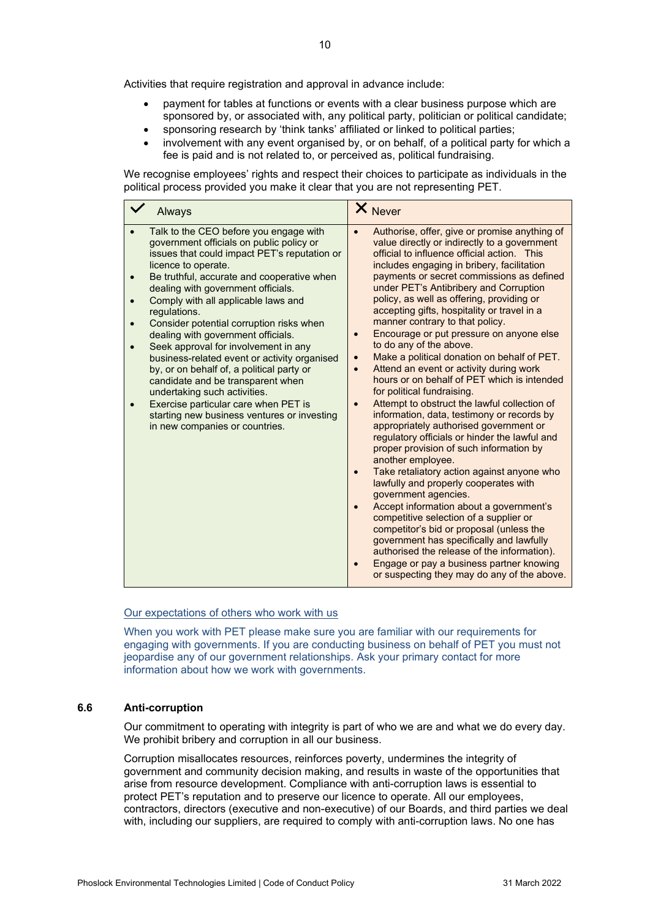Activities that require registration and approval in advance include:

- payment for tables at functions or events with a clear business purpose which are sponsored by, or associated with, any political party, politician or political candidate;
- sponsoring research by 'think tanks' affiliated or linked to political parties;
- involvement with any event organised by, or on behalf, of a political party for which a fee is paid and is not related to, or perceived as, political fundraising.

We recognise employees' rights and respect their choices to participate as individuals in the political process provided you make it clear that you are not representing PET.

| ✓ Always | ✗ Never |
|---|---|
| • Talk to the CEO before you engage with government officials on public policy or issues that could impact PET's reputation or licence to operate.<br>• Be truthful, accurate and cooperative when dealing with government officials.<br>• Comply with all applicable laws and regulations.<br>• Consider potential corruption risks when dealing with government officials.<br>• Seek approval for involvement in any business-related event or activity organised by, or on behalf of, a political party or candidate and be transparent when undertaking such activities.<br>• Exercise particular care when PET is starting new business ventures or investing in new companies or countries. | • Authorise, offer, give or promise anything of value directly or indirectly to a government official to influence official action. This includes engaging in bribery, facilitation payments or secret commissions as defined under PET's Antibribery and Corruption policy, as well as offering, providing or accepting gifts, hospitality or travel in a manner contrary to that policy.<br>• Encourage or put pressure on anyone else to do any of the above.<br>• Make a political donation on behalf of PET.<br>• Attend an event or activity during work hours or on behalf of PET which is intended for political fundraising.<br>• Attempt to obstruct the lawful collection of information, data, testimony or records by appropriately authorised government or regulatory officials or hinder the lawful and proper provision of such information by another employee.<br>• Take retaliatory action against anyone who lawfully and properly cooperates with government agencies.<br>• Accept information about a government's competitive selection of a supplier or competitor's bid or proposal (unless the government has specifically and lawfully authorised the release of the information).<br>• Engage or pay a business partner knowing or suspecting they may do any of the above. |

Our expectations of others who work with us

When you work with PET please make sure you are familiar with our requirements for engaging with governments. If you are conducting business on behalf of PET you must not jeopardise any of our government relationships. Ask your primary contact for more information about how we work with governments.

## 6.6 Anti-corruption

Our commitment to operating with integrity is part of who we are and what we do every day. We prohibit bribery and corruption in all our business.

Corruption misallocates resources, reinforces poverty, undermines the integrity of government and community decision making, and results in waste of the opportunities that arise from resource development. Compliance with anti-corruption laws is essential to protect PET's reputation and to preserve our licence to operate. All our employees, contractors, directors (executive and non-executive) of our Boards, and third parties we deal with, including our suppliers, are required to comply with anti-corruption laws. No one has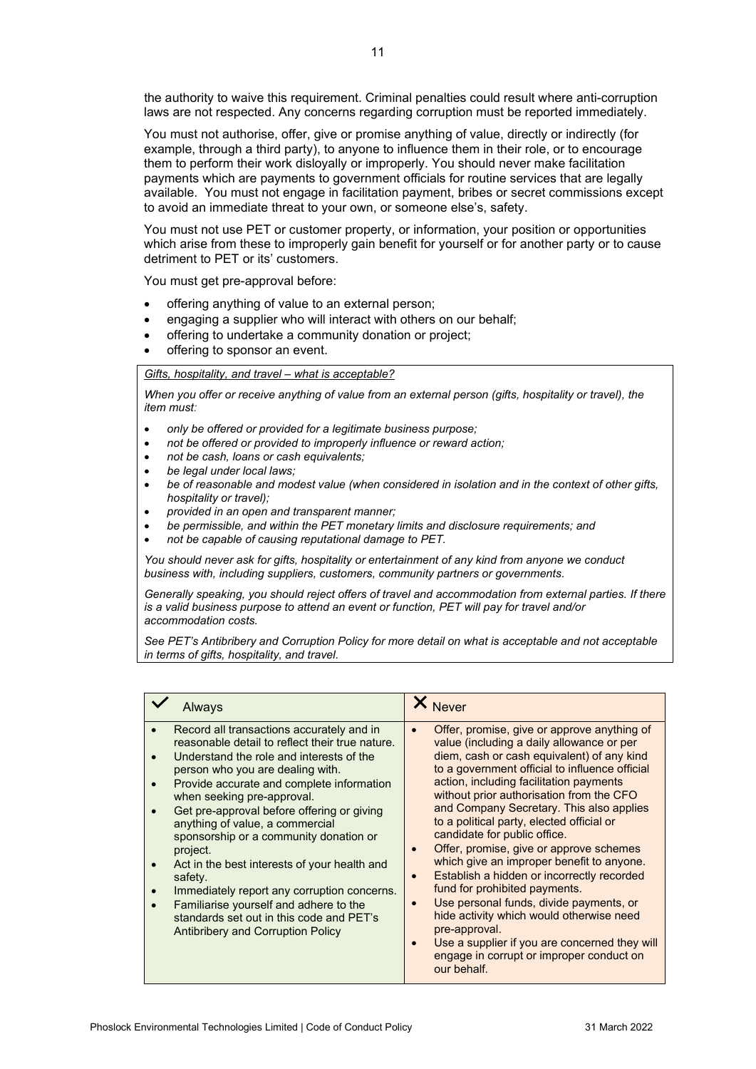the authority to waive this requirement. Criminal penalties could result where anti-corruption laws are not respected. Any concerns regarding corruption must be reported immediately.

You must not authorise, offer, give or promise anything of value, directly or indirectly (for example, through a third party), to anyone to influence them in their role, or to encourage them to perform their work disloyally or improperly. You should never make facilitation payments which are payments to government officials for routine services that are legally available. You must not engage in facilitation payment, bribes or secret commissions except to avoid an immediate threat to your own, or someone else's, safety.

You must not use PET or customer property, or information, your position or opportunities which arise from these to improperly gain benefit for yourself or for another party or to cause detriment to PET or its' customers.

You must get pre-approval before:

- offering anything of value to an external person;
- engaging a supplier who will interact with others on our behalf;
- offering to undertake a community donation or project;
- offering to sponsor an event.

*<u>Gifts, hospitality, and travel – what is acceptable?</u>*

*When you offer or receive anything of value from an external person (gifts, hospitality or travel), the item must:*

- *only be offered or provided for a legitimate business purpose;*
- *not be offered or provided to improperly influence or reward action;*
- *not be cash, loans or cash equivalents;*
- *be legal under local laws;*
- *be of reasonable and modest value (when considered in isolation and in the context of other gifts, hospitality or travel);*
- *provided in an open and transparent manner;*
- *be permissible, and within the PET monetary limits and disclosure requirements; and*
- *not be capable of causing reputational damage to PET.*

*You should never ask for gifts, hospitality or entertainment of any kind from anyone we conduct business with, including suppliers, customers, community partners or governments.*

*Generally speaking, you should reject offers of travel and accommodation from external parties. If there is a valid business purpose to attend an event or function, PET will pay for travel and/or accommodation costs.*

*See PET's Antibribery and Corruption Policy for more detail on what is acceptable and not acceptable in terms of gifts, hospitality, and travel.*

| ✓ Always | ✗ Never |
|---|---|
| • Record all transactions accurately and in reasonable detail to reflect their true nature.<br>• Understand the role and interests of the person who you are dealing with.<br>• Provide accurate and complete information when seeking pre-approval.<br>• Get pre-approval before offering or giving anything of value, a commercial sponsorship or a community donation or project.<br>• Act in the best interests of your health and safety.<br>• Immediately report any corruption concerns.<br>• Familiarise yourself and adhere to the standards set out in this code and PET's Antibribery and Corruption Policy | • Offer, promise, give or approve anything of value (including a daily allowance or per diem, cash or cash equivalent) of any kind to a government official to influence official action, including facilitation payments without prior authorisation from the CFO and Company Secretary. This also applies to a political party, elected official or candidate for public office.<br>• Offer, promise, give or approve schemes which give an improper benefit to anyone.<br>• Establish a hidden or incorrectly recorded fund for prohibited payments.<br>• Use personal funds, divide payments, or hide activity which would otherwise need pre-approval.<br>• Use a supplier if you are concerned they will engage in corrupt or improper conduct on our behalf. |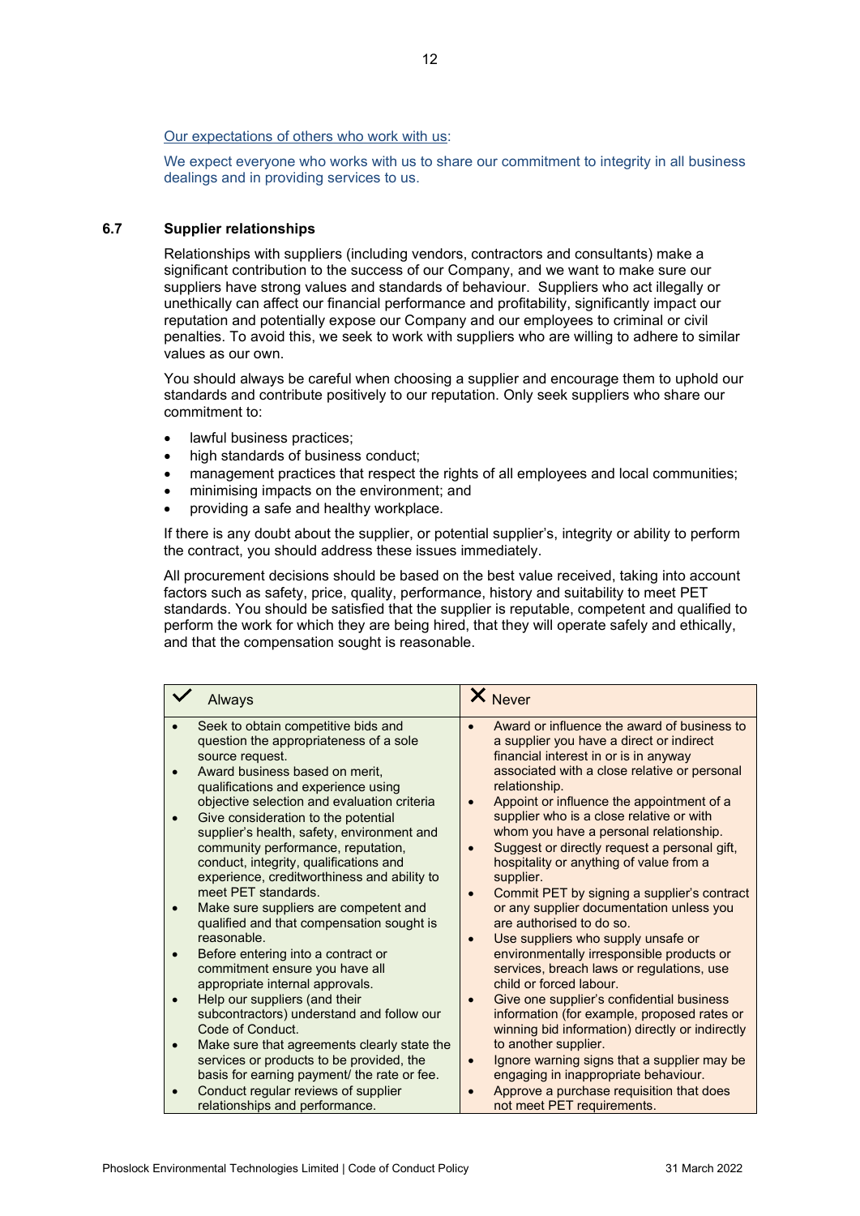Our expectations of others who work with us:

We expect everyone who works with us to share our commitment to integrity in all business dealings and in providing services to us.

### 6.7 Supplier relationships

Relationships with suppliers (including vendors, contractors and consultants) make a significant contribution to the success of our Company, and we want to make sure our suppliers have strong values and standards of behaviour. Suppliers who act illegally or unethically can affect our financial performance and profitability, significantly impact our reputation and potentially expose our Company and our employees to criminal or civil penalties. To avoid this, we seek to work with suppliers who are willing to adhere to similar values as our own.

You should always be careful when choosing a supplier and encourage them to uphold our standards and contribute positively to our reputation. Only seek suppliers who share our commitment to:

- lawful business practices;
- high standards of business conduct;
- management practices that respect the rights of all employees and local communities;
- minimising impacts on the environment; and
- providing a safe and healthy workplace.

If there is any doubt about the supplier, or potential supplier's, integrity or ability to perform the contract, you should address these issues immediately.

All procurement decisions should be based on the best value received, taking into account factors such as safety, price, quality, performance, history and suitability to meet PET standards. You should be satisfied that the supplier is reputable, competent and qualified to perform the work for which they are being hired, that they will operate safely and ethically, and that the compensation sought is reasonable.

| ✓ Always | ✗ Never |
|---|---|
| • Seek to obtain competitive bids and question the appropriateness of a sole source request.<br>• Award business based on merit, qualifications and experience using objective selection and evaluation criteria<br>• Give consideration to the potential supplier's health, safety, environment and community performance, reputation, conduct, integrity, qualifications and experience, creditworthiness and ability to meet PET standards.<br>• Make sure suppliers are competent and qualified and that compensation sought is reasonable.<br>• Before entering into a contract or commitment ensure you have all appropriate internal approvals.<br>• Help our suppliers (and their subcontractors) understand and follow our Code of Conduct.<br>• Make sure that agreements clearly state the services or products to be provided, the basis for earning payment/ the rate or fee.<br>• Conduct regular reviews of supplier relationships and performance. | • Award or influence the award of business to a supplier you have a direct or indirect financial interest in or is in anyway associated with a close relative or personal relationship.<br>• Appoint or influence the appointment of a supplier who is a close relative or with whom you have a personal relationship.<br>• Suggest or directly request a personal gift, hospitality or anything of value from a supplier.<br>• Commit PET by signing a supplier's contract or any supplier documentation unless you are authorised to do so.<br>• Use suppliers who supply unsafe or environmentally irresponsible products or services, breach laws or regulations, use child or forced labour.<br>• Give one supplier's confidential business information (for example, proposed rates or winning bid information) directly or indirectly to another supplier.<br>• Ignore warning signs that a supplier may be engaging in inappropriate behaviour.<br>• Approve a purchase requisition that does not meet PET requirements. |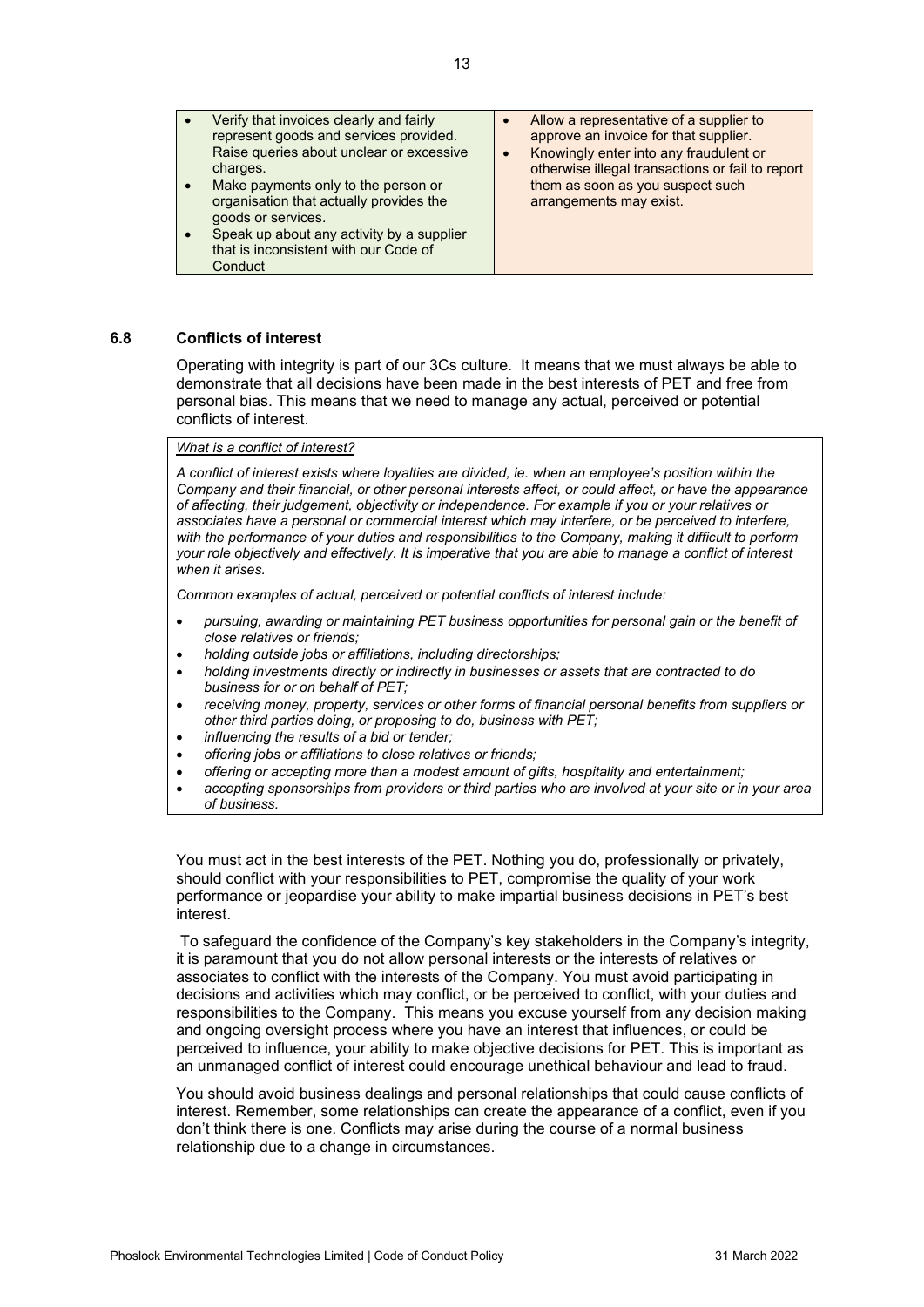| | |
|---|---|
| • Verify that invoices clearly and fairly represent goods and services provided. Raise queries about unclear or excessive charges.<br>• Make payments only to the person or organisation that actually provides the goods or services.<br>• Speak up about any activity by a supplier that is inconsistent with our Code of Conduct | • Allow a representative of a supplier to approve an invoice for that supplier.<br>• Knowingly enter into any fraudulent or otherwise illegal transactions or fail to report them as soon as you suspect such arrangements may exist. |

### 6.8 Conflicts of interest

Operating with integrity is part of our 3Cs culture. It means that we must always be able to demonstrate that all decisions have been made in the best interests of PET and free from personal bias. This means that we need to manage any actual, perceived or potential conflicts of interest.

> ***What is a conflict of interest?***
>
> *A conflict of interest exists where loyalties are divided, ie. when an employee's position within the Company and their financial, or other personal interests affect, or could affect, or have the appearance of affecting, their judgement, objectivity or independence. For example if you or your relatives or associates have a personal or commercial interest which may interfere, or be perceived to interfere, with the performance of your duties and responsibilities to the Company, making it difficult to perform your role objectively and effectively. It is imperative that you are able to manage a conflict of interest when it arises.*
>
> *Common examples of actual, perceived or potential conflicts of interest include:*
>
> - *pursuing, awarding or maintaining PET business opportunities for personal gain or the benefit of close relatives or friends;*
> - *holding outside jobs or affiliations, including directorships;*
> - *holding investments directly or indirectly in businesses or assets that are contracted to do business for or on behalf of PET;*
> - *receiving money, property, services or other forms of financial personal benefits from suppliers or other third parties doing, or proposing to do, business with PET;*
> - *influencing the results of a bid or tender;*
> - *offering jobs or affiliations to close relatives or friends;*
> - *offering or accepting more than a modest amount of gifts, hospitality and entertainment;*
> - *accepting sponsorships from providers or third parties who are involved at your site or in your area of business.*

You must act in the best interests of the PET. Nothing you do, professionally or privately, should conflict with your responsibilities to PET, compromise the quality of your work performance or jeopardise your ability to make impartial business decisions in PET's best interest.

To safeguard the confidence of the Company's key stakeholders in the Company's integrity, it is paramount that you do not allow personal interests or the interests of relatives or associates to conflict with the interests of the Company. You must avoid participating in decisions and activities which may conflict, or be perceived to conflict, with your duties and responsibilities to the Company. This means you excuse yourself from any decision making and ongoing oversight process where you have an interest that influences, or could be perceived to influence, your ability to make objective decisions for PET. This is important as an unmanaged conflict of interest could encourage unethical behaviour and lead to fraud.

You should avoid business dealings and personal relationships that could cause conflicts of interest. Remember, some relationships can create the appearance of a conflict, even if you don't think there is one. Conflicts may arise during the course of a normal business relationship due to a change in circumstances.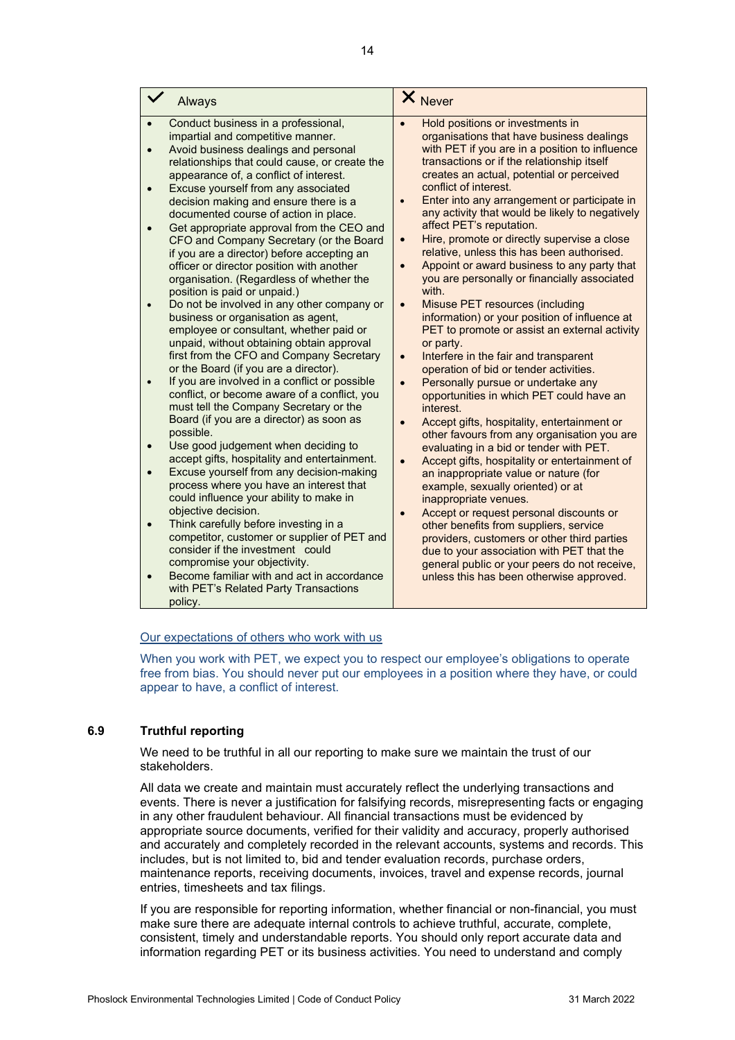| ✓ Always | ✗ Never |
| --- | --- |
| • Conduct business in a professional, impartial and competitive manner.<br>• Avoid business dealings and personal relationships that could cause, or create the appearance of, a conflict of interest.<br>• Excuse yourself from any associated decision making and ensure there is a documented course of action in place.<br>• Get appropriate approval from the CEO and CFO and Company Secretary (or the Board if you are a director) before accepting an officer or director position with another organisation. (Regardless of whether the position is paid or unpaid.)<br>• Do not be involved in any other company or business or organisation as agent, employee or consultant, whether paid or unpaid, without obtaining obtain approval first from the CFO and Company Secretary or the Board (if you are a director).<br>• If you are involved in a conflict or possible conflict, or become aware of a conflict, you must tell the Company Secretary or the Board (if you are a director) as soon as possible.<br>• Use good judgement when deciding to accept gifts, hospitality and entertainment.<br>• Excuse yourself from any decision-making process where you have an interest that could influence your ability to make in objective decision.<br>• Think carefully before investing in a competitor, customer or supplier of PET and consider if the investment could compromise your objectivity.<br>• Become familiar with and act in accordance with PET's Related Party Transactions policy. | • Hold positions or investments in organisations that have business dealings with PET if you are in a position to influence transactions or if the relationship itself creates an actual, potential or perceived conflict of interest.<br>• Enter into any arrangement or participate in any activity that would be likely to negatively affect PET's reputation.<br>• Hire, promote or directly supervise a close relative, unless this has been authorised.<br>• Appoint or award business to any party that you are personally or financially associated with.<br>• Misuse PET resources (including information) or your position of influence at PET to promote or assist an external activity or party.<br>• Interfere in the fair and transparent operation of bid or tender activities.<br>• Personally pursue or undertake any opportunities in which PET could have an interest.<br>• Accept gifts, hospitality, entertainment or other favours from any organisation you are evaluating in a bid or tender with PET.<br>• Accept gifts, hospitality or entertainment of an inappropriate value or nature (for example, sexually oriented) or at inappropriate venues.<br>• Accept or request personal discounts or other benefits from suppliers, service providers, customers or other third parties due to your association with PET that the general public or your peers do not receive, unless this has been otherwise approved. |

Our expectations of others who work with us

When you work with PET, we expect you to respect our employee's obligations to operate free from bias. You should never put our employees in a position where they have, or could appear to have, a conflict of interest.

## 6.9 Truthful reporting

We need to be truthful in all our reporting to make sure we maintain the trust of our stakeholders.

All data we create and maintain must accurately reflect the underlying transactions and events. There is never a justification for falsifying records, misrepresenting facts or engaging in any other fraudulent behaviour. All financial transactions must be evidenced by appropriate source documents, verified for their validity and accuracy, properly authorised and accurately and completely recorded in the relevant accounts, systems and records. This includes, but is not limited to, bid and tender evaluation records, purchase orders, maintenance reports, receiving documents, invoices, travel and expense records, journal entries, timesheets and tax filings.

If you are responsible for reporting information, whether financial or non-financial, you must make sure there are adequate internal controls to achieve truthful, accurate, complete, consistent, timely and understandable reports. You should only report accurate data and information regarding PET or its business activities. You need to understand and comply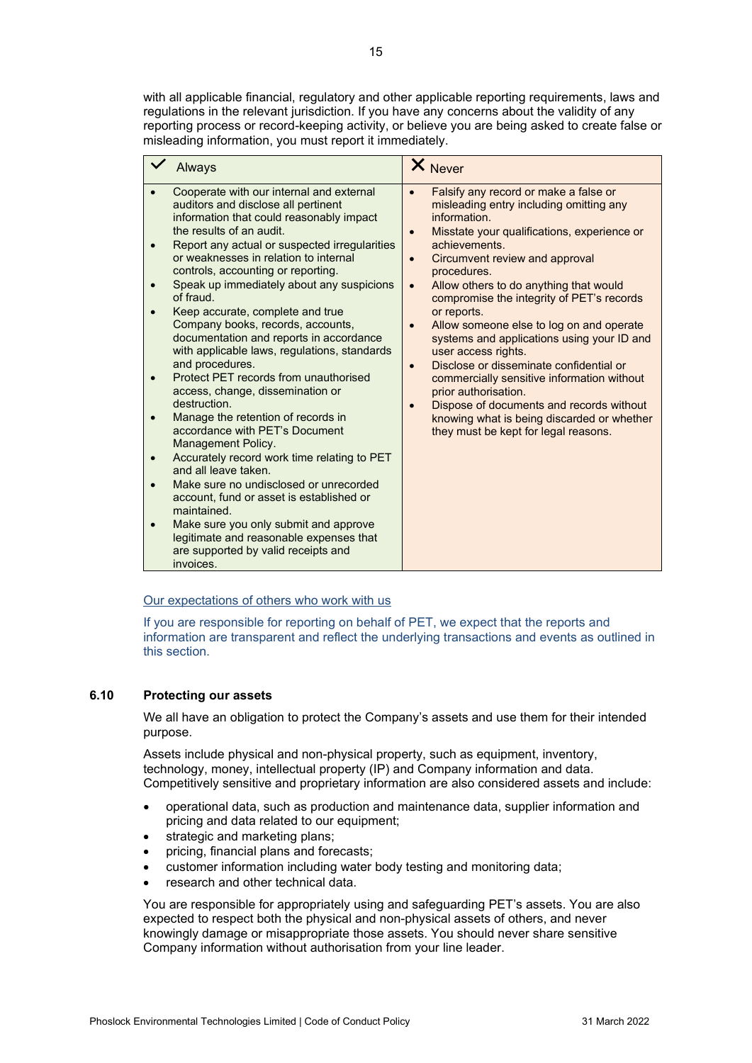with all applicable financial, regulatory and other applicable reporting requirements, laws and regulations in the relevant jurisdiction. If you have any concerns about the validity of any reporting process or record-keeping activity, or believe you are being asked to create false or misleading information, you must report it immediately.

| ✓ Always | ✗ Never |
|---|---|
| • Cooperate with our internal and external auditors and disclose all pertinent information that could reasonably impact the results of an audit.<br>• Report any actual or suspected irregularities or weaknesses in relation to internal controls, accounting or reporting.<br>• Speak up immediately about any suspicions of fraud.<br>• Keep accurate, complete and true Company books, records, accounts, documentation and reports in accordance with applicable laws, regulations, standards and procedures.<br>• Protect PET records from unauthorised access, change, dissemination or destruction.<br>• Manage the retention of records in accordance with PET's Document Management Policy.<br>• Accurately record work time relating to PET and all leave taken.<br>• Make sure no undisclosed or unrecorded account, fund or asset is established or maintained.<br>• Make sure you only submit and approve legitimate and reasonable expenses that are supported by valid receipts and invoices. | • Falsify any record or make a false or misleading entry including omitting any information.<br>• Misstate your qualifications, experience or achievements.<br>• Circumvent review and approval procedures.<br>• Allow others to do anything that would compromise the integrity of PET's records or reports.<br>• Allow someone else to log on and operate systems and applications using your ID and user access rights.<br>• Disclose or disseminate confidential or commercially sensitive information without prior authorisation.<br>• Dispose of documents and records without knowing what is being discarded or whether they must be kept for legal reasons. |

Our expectations of others who work with us

If you are responsible for reporting on behalf of PET, we expect that the reports and information are transparent and reflect the underlying transactions and events as outlined in this section.

### 6.10 Protecting our assets

We all have an obligation to protect the Company's assets and use them for their intended purpose.

Assets include physical and non-physical property, such as equipment, inventory, technology, money, intellectual property (IP) and Company information and data. Competitively sensitive and proprietary information are also considered assets and include:

- operational data, such as production and maintenance data, supplier information and pricing and data related to our equipment;
- strategic and marketing plans;
- pricing, financial plans and forecasts;
- customer information including water body testing and monitoring data;
- research and other technical data.

You are responsible for appropriately using and safeguarding PET's assets. You are also expected to respect both the physical and non-physical assets of others, and never knowingly damage or misappropriate those assets. You should never share sensitive Company information without authorisation from your line leader.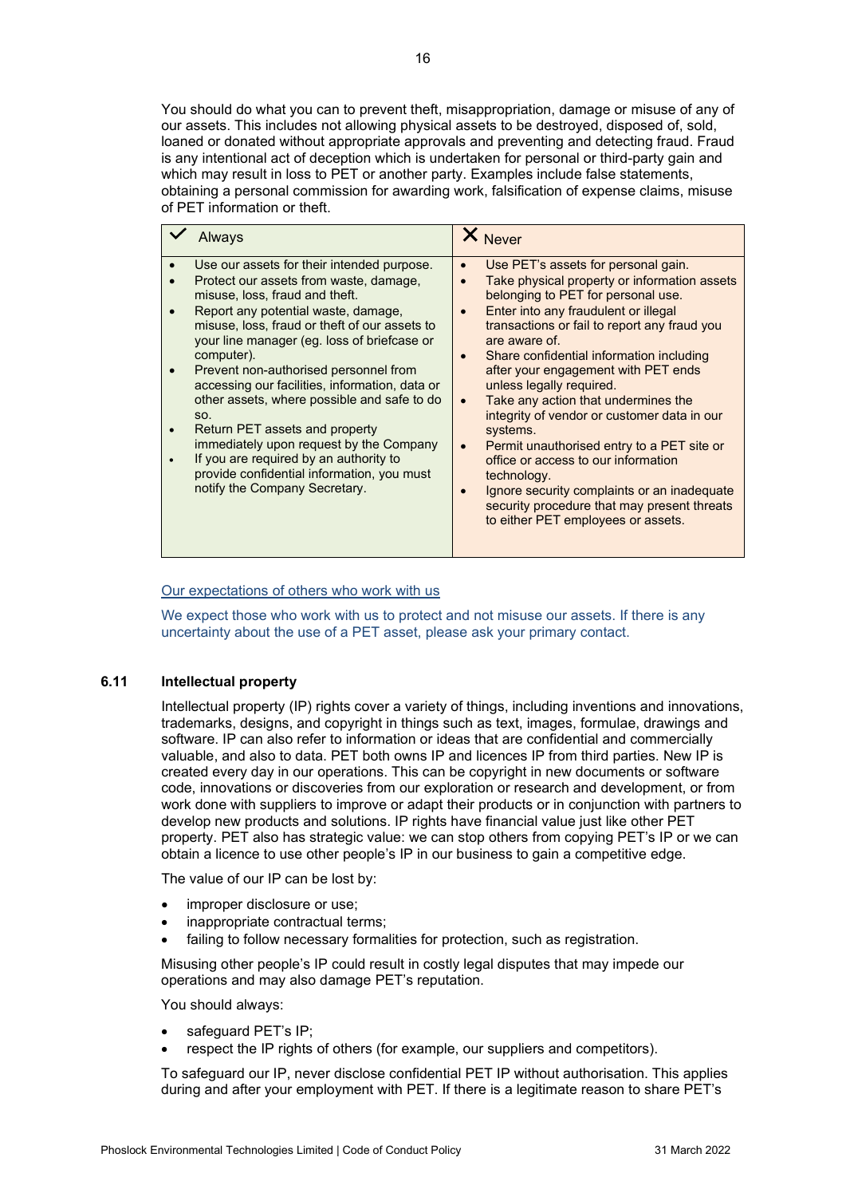You should do what you can to prevent theft, misappropriation, damage or misuse of any of our assets. This includes not allowing physical assets to be destroyed, disposed of, sold, loaned or donated without appropriate approvals and preventing and detecting fraud. Fraud is any intentional act of deception which is undertaken for personal or third-party gain and which may result in loss to PET or another party. Examples include false statements, obtaining a personal commission for awarding work, falsification of expense claims, misuse of PET information or theft.

| ✓ Always | ✗ Never |
|---|---|
| • Use our assets for their intended purpose.<br>• Protect our assets from waste, damage, misuse, loss, fraud and theft.<br>• Report any potential waste, damage, misuse, loss, fraud or theft of our assets to your line manager (eg. loss of briefcase or computer).<br>• Prevent non-authorised personnel from accessing our facilities, information, data or other assets, where possible and safe to do so.<br>• Return PET assets and property immediately upon request by the Company<br>• If you are required by an authority to provide confidential information, you must notify the Company Secretary. | • Use PET's assets for personal gain.<br>• Take physical property or information assets belonging to PET for personal use.<br>• Enter into any fraudulent or illegal transactions or fail to report any fraud you are aware of.<br>• Share confidential information including after your engagement with PET ends unless legally required.<br>• Take any action that undermines the integrity of vendor or customer data in our systems.<br>• Permit unauthorised entry to a PET site or office or access to our information technology.<br>• Ignore security complaints or an inadequate security procedure that may present threats to either PET employees or assets. |

Our expectations of others who work with us

We expect those who work with us to protect and not misuse our assets. If there is any uncertainty about the use of a PET asset, please ask your primary contact.

## 6.11 Intellectual property

Intellectual property (IP) rights cover a variety of things, including inventions and innovations, trademarks, designs, and copyright in things such as text, images, formulae, drawings and software. IP can also refer to information or ideas that are confidential and commercially valuable, and also to data. PET both owns IP and licences IP from third parties. New IP is created every day in our operations. This can be copyright in new documents or software code, innovations or discoveries from our exploration or research and development, or from work done with suppliers to improve or adapt their products or in conjunction with partners to develop new products and solutions. IP rights have financial value just like other PET property. PET also has strategic value: we can stop others from copying PET's IP or we can obtain a licence to use other people's IP in our business to gain a competitive edge.

The value of our IP can be lost by:

- improper disclosure or use;
- inappropriate contractual terms;
- failing to follow necessary formalities for protection, such as registration.

Misusing other people's IP could result in costly legal disputes that may impede our operations and may also damage PET's reputation.

You should always:

- safeguard PET's IP;
- respect the IP rights of others (for example, our suppliers and competitors).

To safeguard our IP, never disclose confidential PET IP without authorisation. This applies during and after your employment with PET. If there is a legitimate reason to share PET's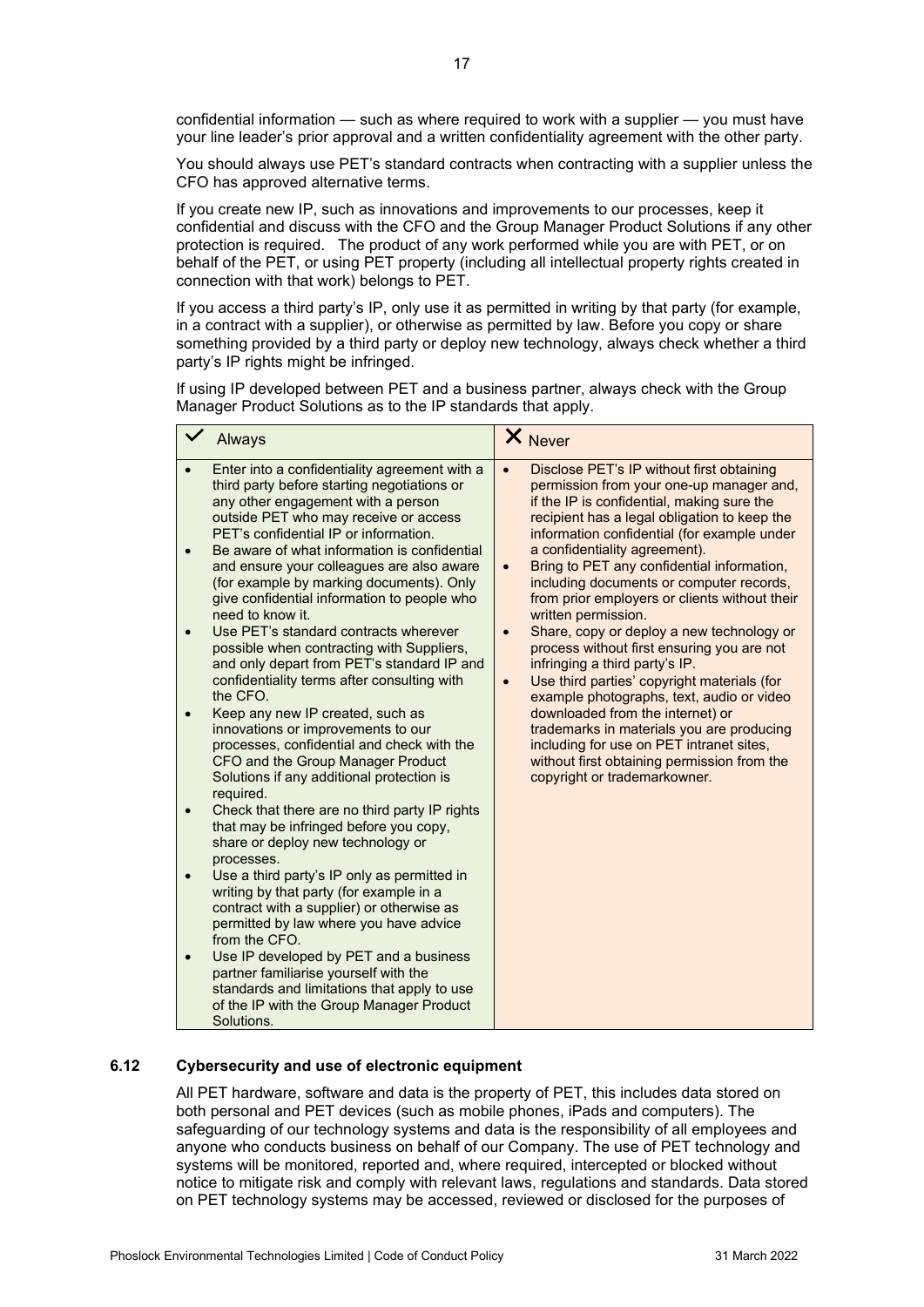confidential information — such as where required to work with a supplier — you must have your line leader's prior approval and a written confidentiality agreement with the other party.

You should always use PET's standard contracts when contracting with a supplier unless the CFO has approved alternative terms.

If you create new IP, such as innovations and improvements to our processes, keep it confidential and discuss with the CFO and the Group Manager Product Solutions if any other protection is required. The product of any work performed while you are with PET, or on behalf of the PET, or using PET property (including all intellectual property rights created in connection with that work) belongs to PET.

If you access a third party's IP, only use it as permitted in writing by that party (for example, in a contract with a supplier), or otherwise as permitted by law. Before you copy or share something provided by a third party or deploy new technology, always check whether a third party's IP rights might be infringed.

If using IP developed between PET and a business partner, always check with the Group Manager Product Solutions as to the IP standards that apply.

| ✓ Always | ✗ Never |
|---|---|
| • Enter into a confidentiality agreement with a third party before starting negotiations or any other engagement with a person outside PET who may receive or access PET's confidential IP or information.<br>• Be aware of what information is confidential and ensure your colleagues are also aware (for example by marking documents). Only give confidential information to people who need to know it.<br>• Use PET's standard contracts wherever possible when contracting with Suppliers, and only depart from PET's standard IP and confidentiality terms after consulting with the CFO.<br>• Keep any new IP created, such as innovations or improvements to our processes, confidential and check with the CFO and the Group Manager Product Solutions if any additional protection is required.<br>• Check that there are no third party IP rights that may be infringed before you copy, share or deploy new technology or processes.<br>• Use a third party's IP only as permitted in writing by that party (for example in a contract with a supplier) or otherwise as permitted by law where you have advice from the CFO.<br>• Use IP developed by PET and a business partner familiarise yourself with the standards and limitations that apply to use of the IP with the Group Manager Product Solutions. | • Disclose PET's IP without first obtaining permission from your one-up manager and, if the IP is confidential, making sure the recipient has a legal obligation to keep the information confidential (for example under a confidentiality agreement).<br>• Bring to PET any confidential information, including documents or computer records, from prior employers or clients without their written permission.<br>• Share, copy or deploy a new technology or process without first ensuring you are not infringing a third party's IP.<br>• Use third parties' copyright materials (for example photographs, text, audio or video downloaded from the internet) or trademarks in materials you are producing including for use on PET intranet sites, without first obtaining permission from the copyright or trademarkowner. |

### 6.12 Cybersecurity and use of electronic equipment

All PET hardware, software and data is the property of PET, this includes data stored on both personal and PET devices (such as mobile phones, iPads and computers). The safeguarding of our technology systems and data is the responsibility of all employees and anyone who conducts business on behalf of our Company. The use of PET technology and systems will be monitored, reported and, where required, intercepted or blocked without notice to mitigate risk and comply with relevant laws, regulations and standards. Data stored on PET technology systems may be accessed, reviewed or disclosed for the purposes of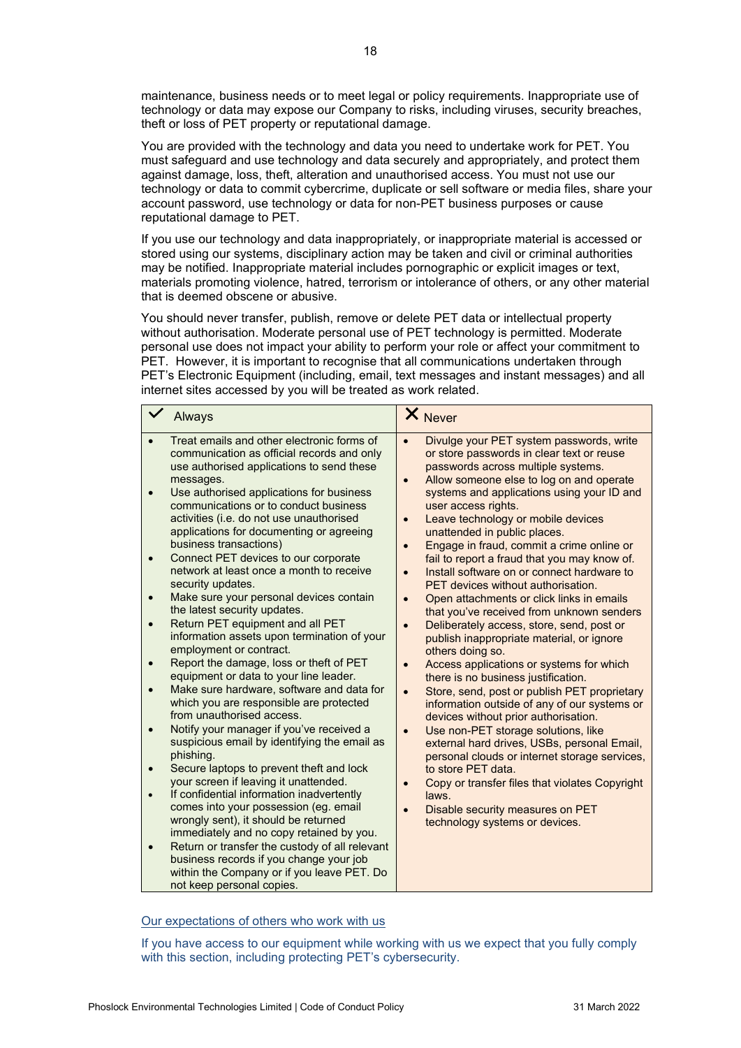maintenance, business needs or to meet legal or policy requirements. Inappropriate use of technology or data may expose our Company to risks, including viruses, security breaches, theft or loss of PET property or reputational damage.

You are provided with the technology and data you need to undertake work for PET. You must safeguard and use technology and data securely and appropriately, and protect them against damage, loss, theft, alteration and unauthorised access. You must not use our technology or data to commit cybercrime, duplicate or sell software or media files, share your account password, use technology or data for non-PET business purposes or cause reputational damage to PET.

If you use our technology and data inappropriately, or inappropriate material is accessed or stored using our systems, disciplinary action may be taken and civil or criminal authorities may be notified. Inappropriate material includes pornographic or explicit images or text, materials promoting violence, hatred, terrorism or intolerance of others, or any other material that is deemed obscene or abusive.

You should never transfer, publish, remove or delete PET data or intellectual property without authorisation. Moderate personal use of PET technology is permitted. Moderate personal use does not impact your ability to perform your role or affect your commitment to PET. However, it is important to recognise that all communications undertaken through PET's Electronic Equipment (including, email, text messages and instant messages) and all internet sites accessed by you will be treated as work related.

| ✓ Always | ✗ Never |
|---|---|
| • Treat emails and other electronic forms of communication as official records and only use authorised applications to send these messages.<br>• Use authorised applications for business communications or to conduct business activities (i.e. do not use unauthorised applications for documenting or agreeing business transactions)<br>• Connect PET devices to our corporate network at least once a month to receive security updates.<br>• Make sure your personal devices contain the latest security updates.<br>• Return PET equipment and all PET information assets upon termination of your employment or contract.<br>• Report the damage, loss or theft of PET equipment or data to your line leader.<br>• Make sure hardware, software and data for which you are responsible are protected from unauthorised access.<br>• Notify your manager if you've received a suspicious email by identifying the email as phishing.<br>• Secure laptops to prevent theft and lock your screen if leaving it unattended.<br>• If confidential information inadvertently comes into your possession (eg. email wrongly sent), it should be returned immediately and no copy retained by you.<br>• Return or transfer the custody of all relevant business records if you change your job within the Company or if you leave PET. Do not keep personal copies. | • Divulge your PET system passwords, write or store passwords in clear text or reuse passwords across multiple systems.<br>• Allow someone else to log on and operate systems and applications using your ID and user access rights.<br>• Leave technology or mobile devices unattended in public places.<br>• Engage in fraud, commit a crime online or fail to report a fraud that you may know of.<br>• Install software on or connect hardware to PET devices without authorisation.<br>• Open attachments or click links in emails that you've received from unknown senders<br>• Deliberately access, store, send, post or publish inappropriate material, or ignore others doing so.<br>• Access applications or systems for which there is no business justification.<br>• Store, send, post or publish PET proprietary information outside of any of our systems or devices without prior authorisation.<br>• Use non-PET storage solutions, like external hard drives, USBs, personal Email, personal clouds or internet storage services, to store PET data.<br>• Copy or transfer files that violates Copyright laws.<br>• Disable security measures on PET technology systems or devices. |

Our expectations of others who work with us

If you have access to our equipment while working with us we expect that you fully comply with this section, including protecting PET's cybersecurity.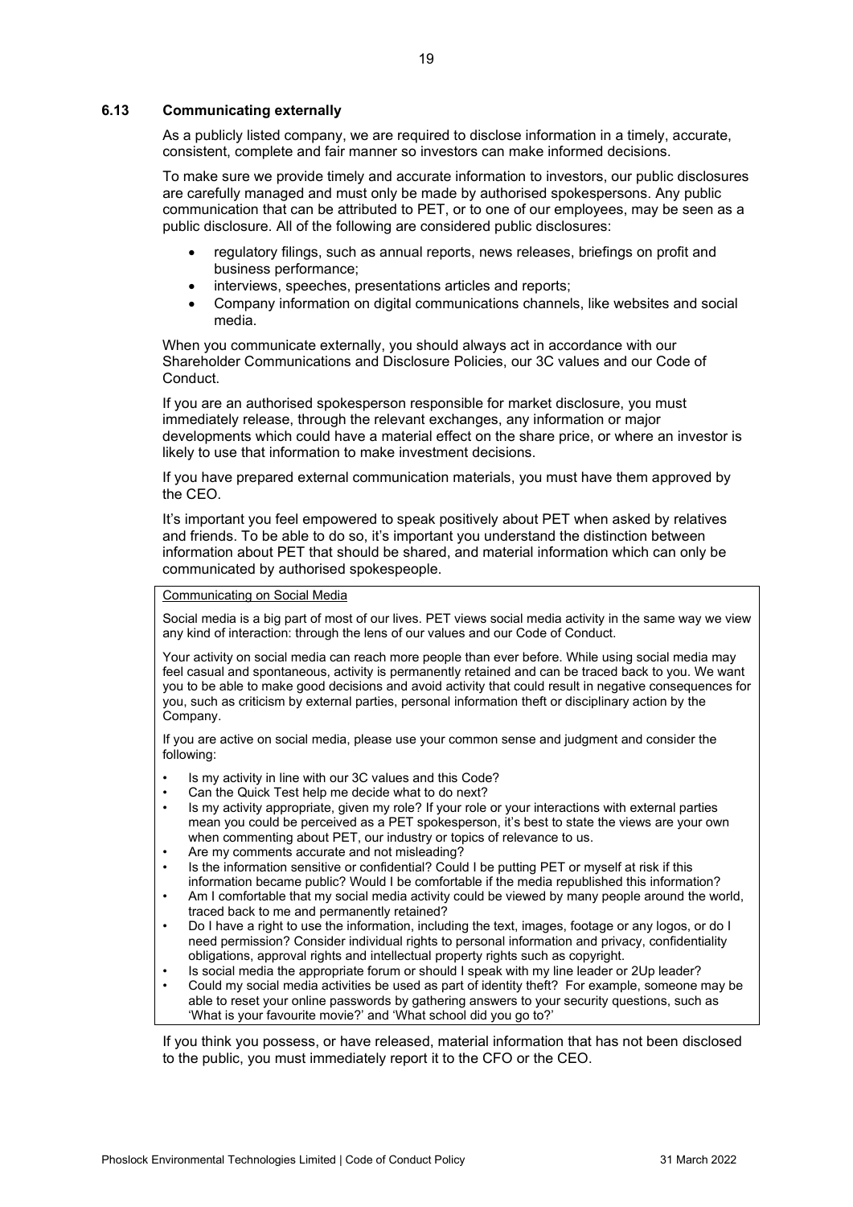### 6.13 Communicating externally

As a publicly listed company, we are required to disclose information in a timely, accurate, consistent, complete and fair manner so investors can make informed decisions.

To make sure we provide timely and accurate information to investors, our public disclosures are carefully managed and must only be made by authorised spokespersons. Any public communication that can be attributed to PET, or to one of our employees, may be seen as a public disclosure. All of the following are considered public disclosures:

- regulatory filings, such as annual reports, news releases, briefings on profit and business performance;
- interviews, speeches, presentations articles and reports;
- Company information on digital communications channels, like websites and social media.

When you communicate externally, you should always act in accordance with our Shareholder Communications and Disclosure Policies, our 3C values and our Code of Conduct.

If you are an authorised spokesperson responsible for market disclosure, you must immediately release, through the relevant exchanges, any information or major developments which could have a material effect on the share price, or where an investor is likely to use that information to make investment decisions.

If you have prepared external communication materials, you must have them approved by the CEO.

It's important you feel empowered to speak positively about PET when asked by relatives and friends. To be able to do so, it's important you understand the distinction between information about PET that should be shared, and material information which can only be communicated by authorised spokespeople.

> Communicating on Social Media
>
> Social media is a big part of most of our lives. PET views social media activity in the same way we view any kind of interaction: through the lens of our values and our Code of Conduct.
>
> Your activity on social media can reach more people than ever before. While using social media may feel casual and spontaneous, activity is permanently retained and can be traced back to you. We want you to be able to make good decisions and avoid activity that could result in negative consequences for you, such as criticism by external parties, personal information theft or disciplinary action by the Company.
>
> If you are active on social media, please use your common sense and judgment and consider the following:
>
> - Is my activity in line with our 3C values and this Code?
> - Can the Quick Test help me decide what to do next?
> - Is my activity appropriate, given my role? If your role or your interactions with external parties mean you could be perceived as a PET spokesperson, it's best to state the views are your own when commenting about PET, our industry or topics of relevance to us.
> - Are my comments accurate and not misleading?
> - Is the information sensitive or confidential? Could I be putting PET or myself at risk if this information became public? Would I be comfortable if the media republished this information?
> - Am I comfortable that my social media activity could be viewed by many people around the world, traced back to me and permanently retained?
> - Do I have a right to use the information, including the text, images, footage or any logos, or do I need permission? Consider individual rights to personal information and privacy, confidentiality obligations, approval rights and intellectual property rights such as copyright.
> - Is social media the appropriate forum or should I speak with my line leader or 2Up leader?
> - Could my social media activities be used as part of identity theft? For example, someone may be able to reset your online passwords by gathering answers to your security questions, such as 'What is your favourite movie?' and 'What school did you go to?'

If you think you possess, or have released, material information that has not been disclosed to the public, you must immediately report it to the CFO or the CEO.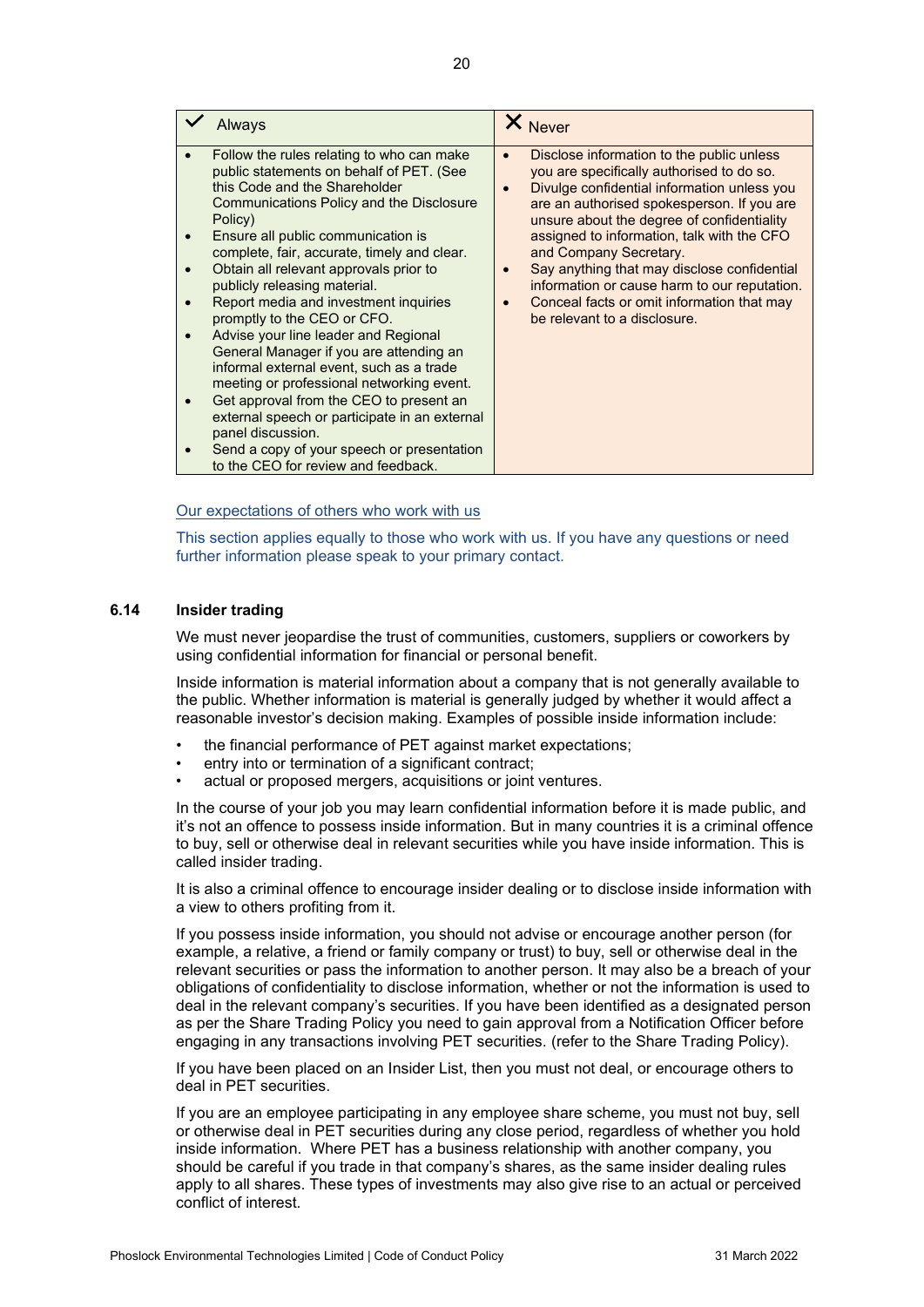| ✓ Always | ✗ Never |
| --- | --- |
| • Follow the rules relating to who can make public statements on behalf of PET. (See this Code and the Shareholder Communications Policy and the Disclosure Policy)<br>• Ensure all public communication is complete, fair, accurate, timely and clear.<br>• Obtain all relevant approvals prior to publicly releasing material.<br>• Report media and investment inquiries promptly to the CEO or CFO.<br>• Advise your line leader and Regional General Manager if you are attending an informal external event, such as a trade meeting or professional networking event.<br>• Get approval from the CEO to present an external speech or participate in an external panel discussion.<br>• Send a copy of your speech or presentation to the CEO for review and feedback. | • Disclose information to the public unless you are specifically authorised to do so.<br>• Divulge confidential information unless you are an authorised spokesperson. If you are unsure about the degree of confidentiality assigned to information, talk with the CFO and Company Secretary.<br>• Say anything that may disclose confidential information or cause harm to our reputation.<br>• Conceal facts or omit information that may be relevant to a disclosure. |

Our expectations of others who work with us

This section applies equally to those who work with us. If you have any questions or need further information please speak to your primary contact.

### 6.14 Insider trading

We must never jeopardise the trust of communities, customers, suppliers or coworkers by using confidential information for financial or personal benefit.

Inside information is material information about a company that is not generally available to the public. Whether information is material is generally judged by whether it would affect a reasonable investor's decision making. Examples of possible inside information include:

- the financial performance of PET against market expectations;
- entry into or termination of a significant contract;
- actual or proposed mergers, acquisitions or joint ventures.

In the course of your job you may learn confidential information before it is made public, and it's not an offence to possess inside information. But in many countries it is a criminal offence to buy, sell or otherwise deal in relevant securities while you have inside information. This is called insider trading.

It is also a criminal offence to encourage insider dealing or to disclose inside information with a view to others profiting from it.

If you possess inside information, you should not advise or encourage another person (for example, a relative, a friend or family company or trust) to buy, sell or otherwise deal in the relevant securities or pass the information to another person. It may also be a breach of your obligations of confidentiality to disclose information, whether or not the information is used to deal in the relevant company's securities. If you have been identified as a designated person as per the Share Trading Policy you need to gain approval from a Notification Officer before engaging in any transactions involving PET securities. (refer to the Share Trading Policy).

If you have been placed on an Insider List, then you must not deal, or encourage others to deal in PET securities.

If you are an employee participating in any employee share scheme, you must not buy, sell or otherwise deal in PET securities during any close period, regardless of whether you hold inside information. Where PET has a business relationship with another company, you should be careful if you trade in that company's shares, as the same insider dealing rules apply to all shares. These types of investments may also give rise to an actual or perceived conflict of interest.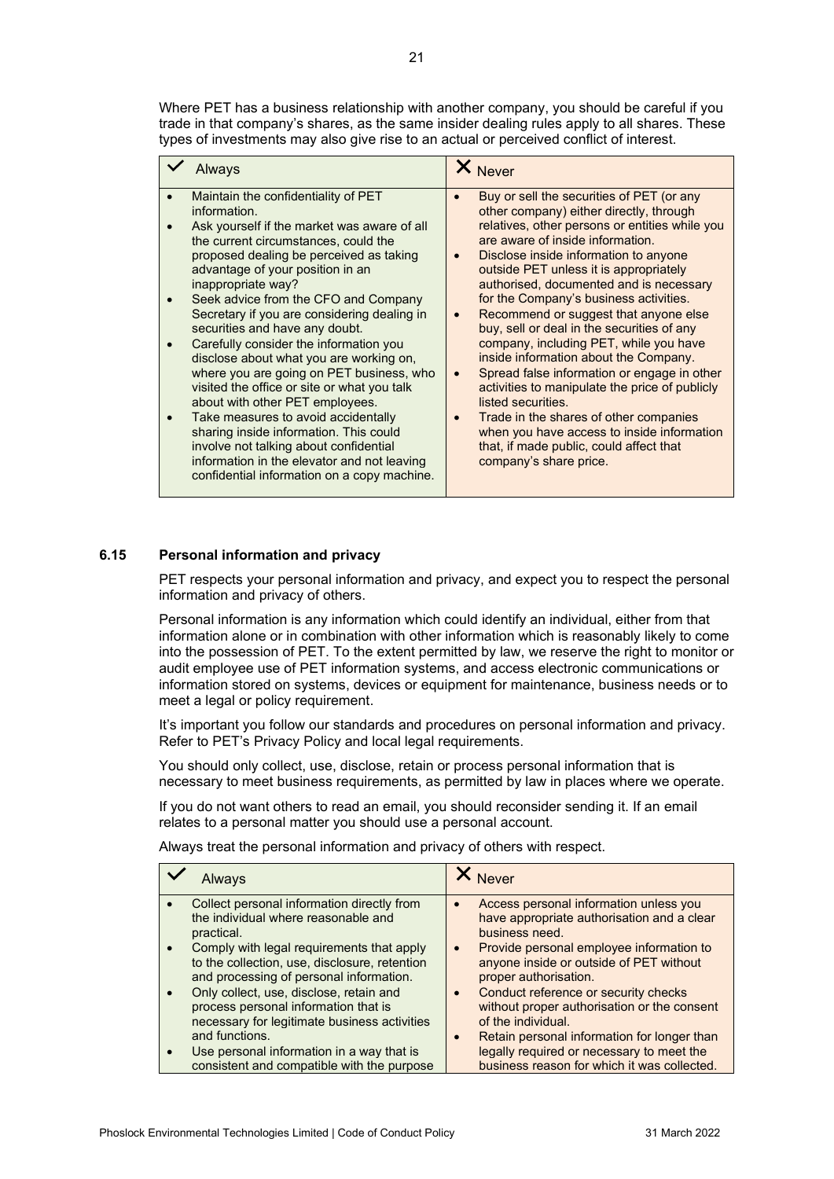Where PET has a business relationship with another company, you should be careful if you trade in that company's shares, as the same insider dealing rules apply to all shares. These types of investments may also give rise to an actual or perceived conflict of interest.

| ✓ Always | ✗ Never |
| --- | --- |
| • Maintain the confidentiality of PET information.<br>• Ask yourself if the market was aware of all the current circumstances, could the proposed dealing be perceived as taking advantage of your position in an inappropriate way?<br>• Seek advice from the CFO and Company Secretary if you are considering dealing in securities and have any doubt.<br>• Carefully consider the information you disclose about what you are working on, where you are going on PET business, who visited the office or site or what you talk about with other PET employees.<br>• Take measures to avoid accidentally sharing inside information. This could involve not talking about confidential information in the elevator and not leaving confidential information on a copy machine. | • Buy or sell the securities of PET (or any other company) either directly, through relatives, other persons or entities while you are aware of inside information.<br>• Disclose inside information to anyone outside PET unless it is appropriately authorised, documented and is necessary for the Company's business activities.<br>• Recommend or suggest that anyone else buy, sell or deal in the securities of any company, including PET, while you have inside information about the Company.<br>• Spread false information or engage in other activities to manipulate the price of publicly listed securities.<br>• Trade in the shares of other companies when you have access to inside information that, if made public, could affect that company's share price. |

## 6.15 Personal information and privacy

PET respects your personal information and privacy, and expect you to respect the personal information and privacy of others.

Personal information is any information which could identify an individual, either from that information alone or in combination with other information which is reasonably likely to come into the possession of PET. To the extent permitted by law, we reserve the right to monitor or audit employee use of PET information systems, and access electronic communications or information stored on systems, devices or equipment for maintenance, business needs or to meet a legal or policy requirement.

It's important you follow our standards and procedures on personal information and privacy. Refer to PET's Privacy Policy and local legal requirements.

You should only collect, use, disclose, retain or process personal information that is necessary to meet business requirements, as permitted by law in places where we operate.

If you do not want others to read an email, you should reconsider sending it. If an email relates to a personal matter you should use a personal account.

Always treat the personal information and privacy of others with respect.

| ✓ Always | ✗ Never |
| --- | --- |
| • Collect personal information directly from the individual where reasonable and practical.<br>• Comply with legal requirements that apply to the collection, use, disclosure, retention and processing of personal information.<br>• Only collect, use, disclose, retain and process personal information that is necessary for legitimate business activities and functions.<br>• Use personal information in a way that is consistent and compatible with the purpose | • Access personal information unless you have appropriate authorisation and a clear business need.<br>• Provide personal employee information to anyone inside or outside of PET without proper authorisation.<br>• Conduct reference or security checks without proper authorisation or the consent of the individual.<br>• Retain personal information for longer than legally required or necessary to meet the business reason for which it was collected. |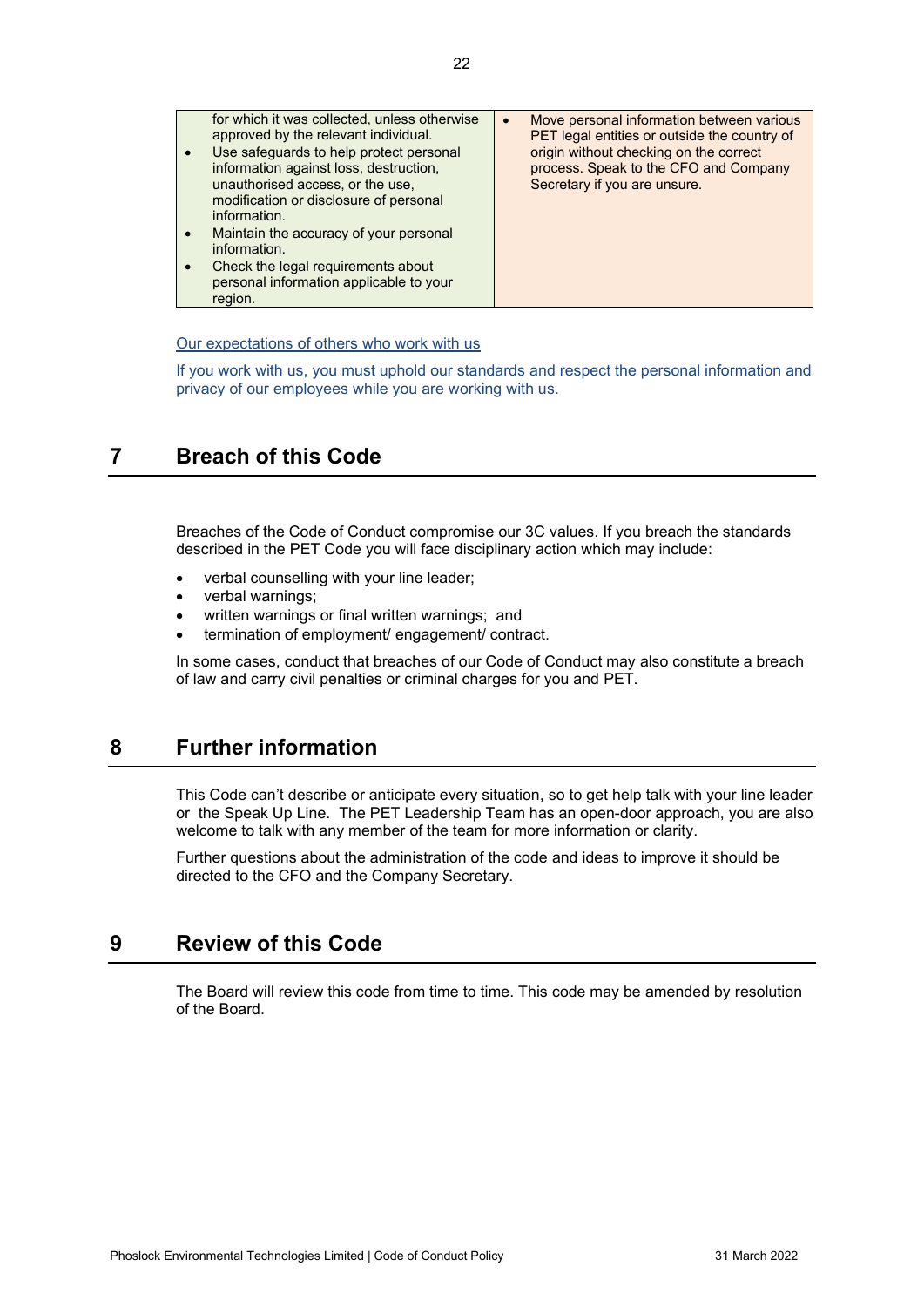| | |
|---|---|
| for which it was collected, unless otherwise approved by the relevant individual.<br>• Use safeguards to help protect personal information against loss, destruction, unauthorised access, or the use, modification or disclosure of personal information.<br>• Maintain the accuracy of your personal information.<br>• Check the legal requirements about personal information applicable to your region. | • Move personal information between various PET legal entities or outside the country of origin without checking on the correct process. Speak to the CFO and Company Secretary if you are unsure. |

Our expectations of others who work with us

If you work with us, you must uphold our standards and respect the personal information and privacy of our employees while you are working with us.

# 7 Breach of this Code

Breaches of the Code of Conduct compromise our 3C values. If you breach the standards described in the PET Code you will face disciplinary action which may include:

- verbal counselling with your line leader;
- verbal warnings;
- written warnings or final written warnings; and
- termination of employment/ engagement/ contract.

In some cases, conduct that breaches of our Code of Conduct may also constitute a breach of law and carry civil penalties or criminal charges for you and PET.

# 8 Further information

This Code can't describe or anticipate every situation, so to get help talk with your line leader or the Speak Up Line. The PET Leadership Team has an open-door approach, you are also welcome to talk with any member of the team for more information or clarity.

Further questions about the administration of the code and ideas to improve it should be directed to the CFO and the Company Secretary.

# 9 Review of this Code

The Board will review this code from time to time. This code may be amended by resolution of the Board.